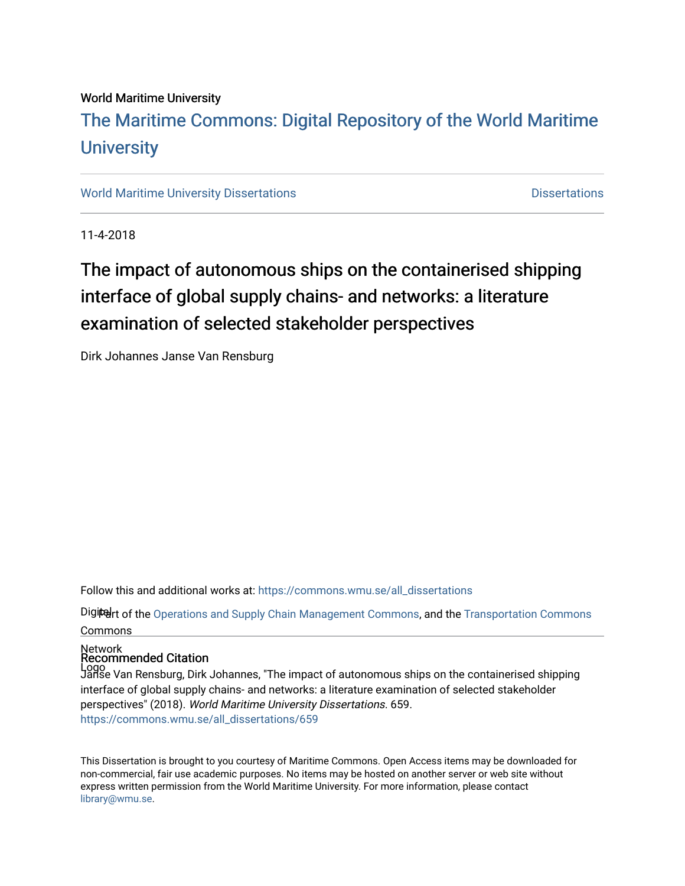World Maritime University

# The Maritime Commons: Digital Repository of the World Maritime University

World Maritime University Dissertations | Dissertations

11-4-2018

## The impact of autonomous ships on the containerised shipping interface of global supply chains- and networks: a literature examination of selected stakeholder perspectives

Dirk Johannes Janse Van Rensburg

Follow this and additional works at: https://commons.wmu.se/all_dissertations

Part of the Operations and Supply Chain Management Commons, and the Transportation Commons

### Recommended Citation

Janse Van Rensburg, Dirk Johannes, "The impact of autonomous ships on the containerised shipping interface of global supply chains- and networks: a literature examination of selected stakeholder perspectives" (2018). *World Maritime University Dissertations*. 659.
https://commons.wmu.se/all_dissertations/659

This Dissertation is brought to you courtesy of Maritime Commons. Open Access items may be downloaded for non-commercial, fair use academic purposes. No items may be hosted on another server or web site without express written permission from the World Maritime University. For more information, please contact library@wmu.se.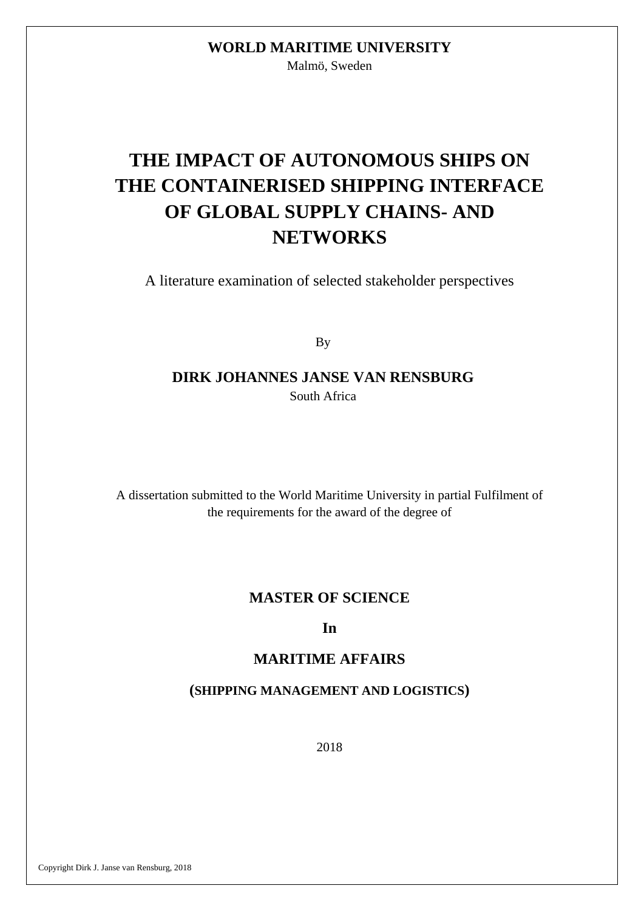**WORLD MARITIME UNIVERSITY**

Malmö, Sweden

# THE IMPACT OF AUTONOMOUS SHIPS ON THE CONTAINERISED SHIPPING INTERFACE OF GLOBAL SUPPLY CHAINS- AND NETWORKS

A literature examination of selected stakeholder perspectives

By

**DIRK JOHANNES JANSE VAN RENSBURG**

South Africa

A dissertation submitted to the World Maritime University in partial Fulfilment of the requirements for the award of the degree of

**MASTER OF SCIENCE**

**In**

**MARITIME AFFAIRS**

**(SHIPPING MANAGEMENT AND LOGISTICS)**

2018

Copyright Dirk J. Janse van Rensburg, 2018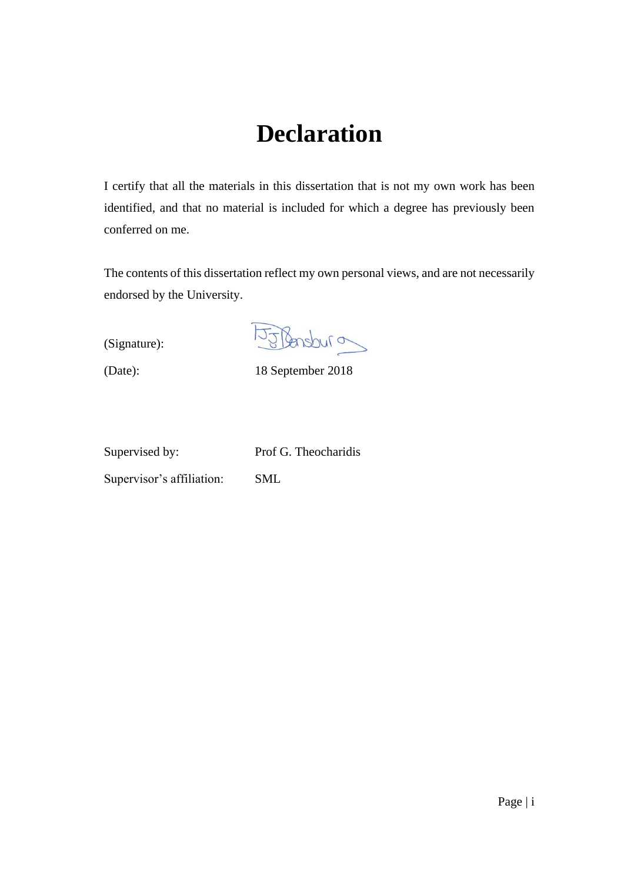# Declaration

I certify that all the materials in this dissertation that is not my own work has been identified, and that no material is included for which a degree has previously been conferred on me.

The contents of this dissertation reflect my own personal views, and are not necessarily endorsed by the University.

(Signature):

(Date): 18 September 2018

Supervised by: Prof G. Theocharidis

Supervisor's affiliation: SML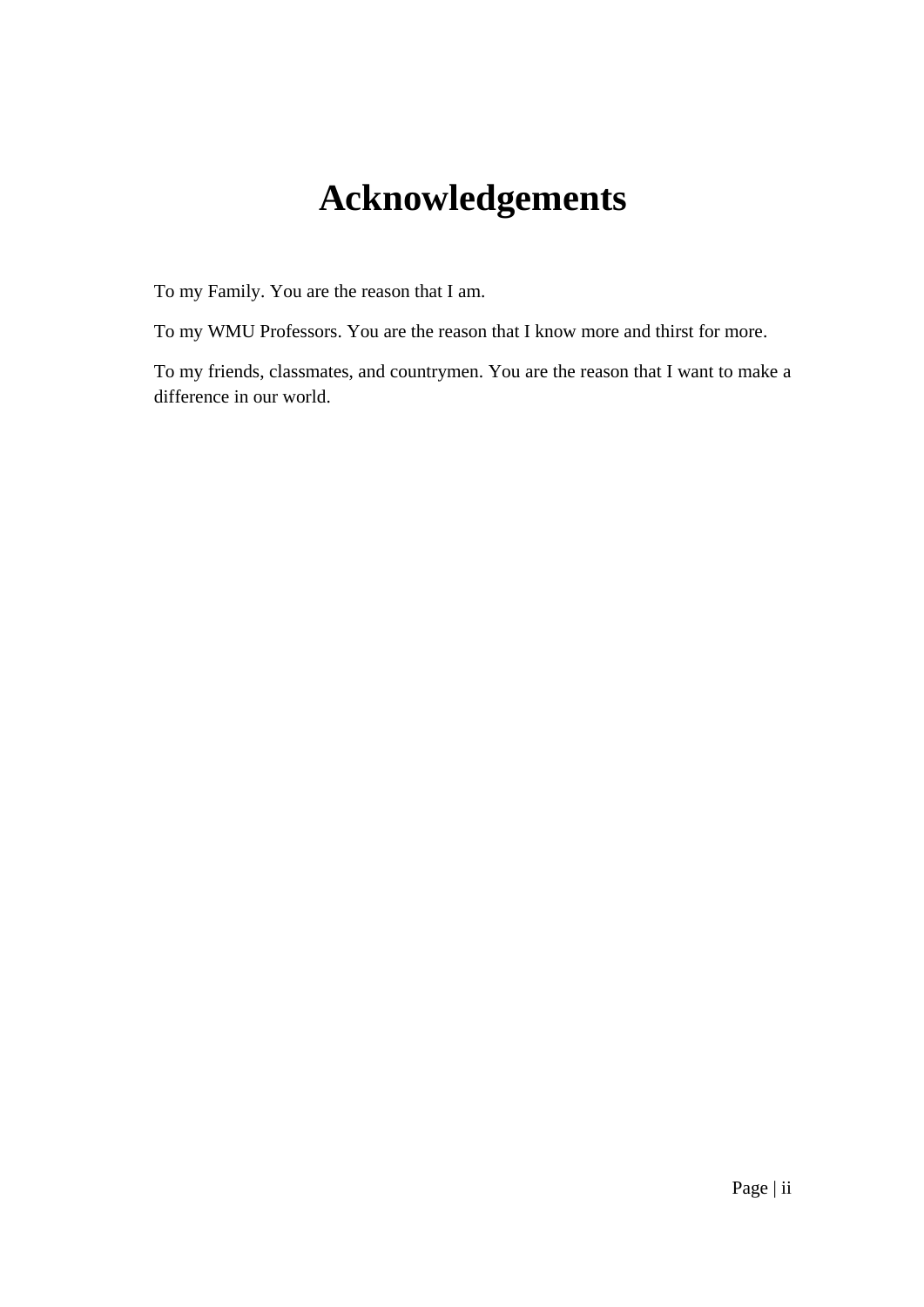# Acknowledgements

To my Family. You are the reason that I am.

To my WMU Professors. You are the reason that I know more and thirst for more.

To my friends, classmates, and countrymen. You are the reason that I want to make a difference in our world.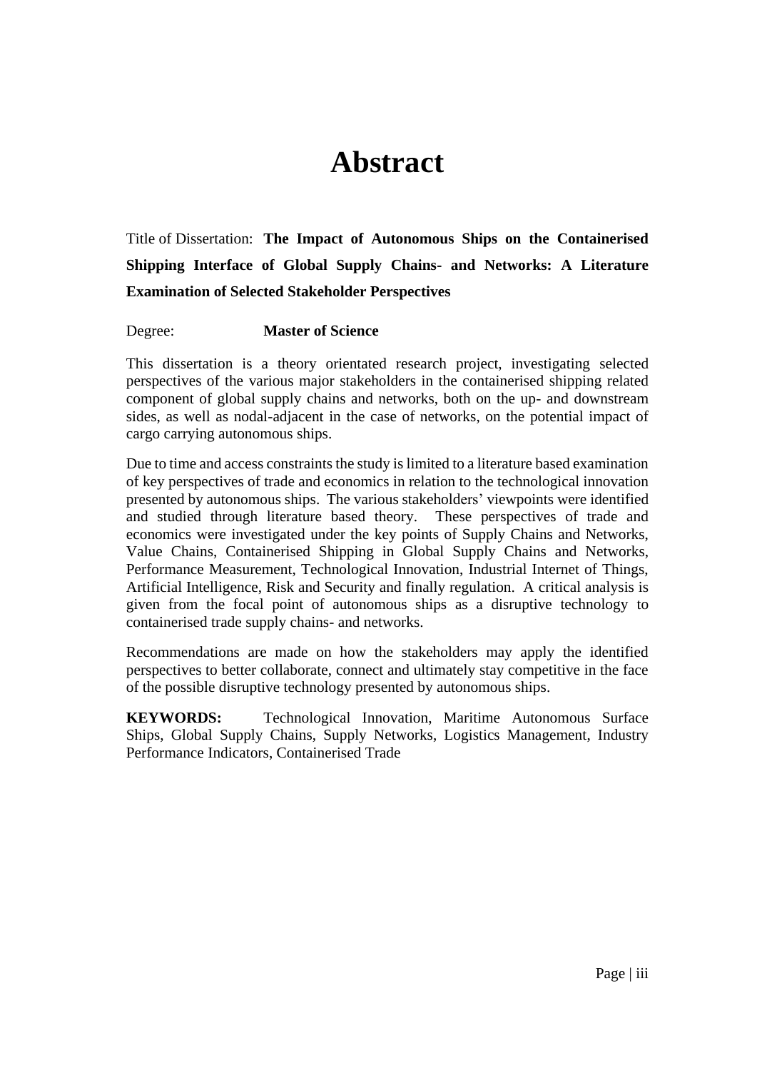# Abstract

Title of Dissertation: **The Impact of Autonomous Ships on the Containerised Shipping Interface of Global Supply Chains- and Networks: A Literature Examination of Selected Stakeholder Perspectives**

Degree: **Master of Science**

This dissertation is a theory orientated research project, investigating selected perspectives of the various major stakeholders in the containerised shipping related component of global supply chains and networks, both on the up- and downstream sides, as well as nodal-adjacent in the case of networks, on the potential impact of cargo carrying autonomous ships.

Due to time and access constraints the study is limited to a literature based examination of key perspectives of trade and economics in relation to the technological innovation presented by autonomous ships. The various stakeholders' viewpoints were identified and studied through literature based theory. These perspectives of trade and economics were investigated under the key points of Supply Chains and Networks, Value Chains, Containerised Shipping in Global Supply Chains and Networks, Performance Measurement, Technological Innovation, Industrial Internet of Things, Artificial Intelligence, Risk and Security and finally regulation. A critical analysis is given from the focal point of autonomous ships as a disruptive technology to containerised trade supply chains- and networks.

Recommendations are made on how the stakeholders may apply the identified perspectives to better collaborate, connect and ultimately stay competitive in the face of the possible disruptive technology presented by autonomous ships.

**KEYWORDS:** Technological Innovation, Maritime Autonomous Surface Ships, Global Supply Chains, Supply Networks, Logistics Management, Industry Performance Indicators, Containerised Trade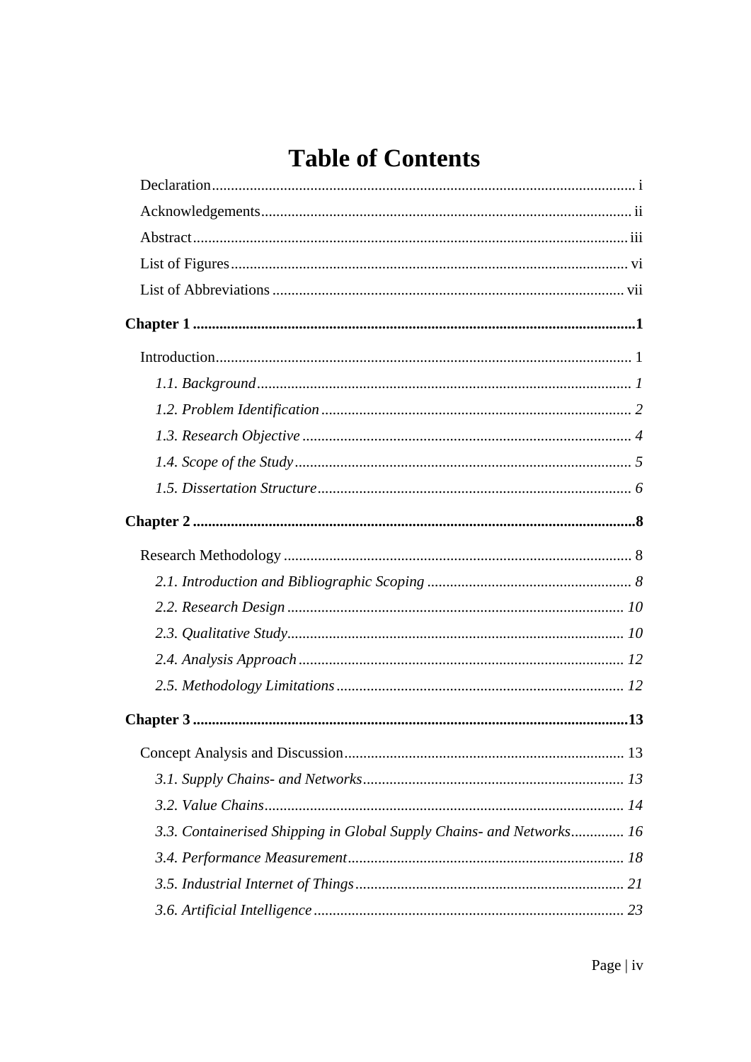# Table of Contents

Declaration ............................................................................................................... i

Acknowledgements ................................................................................................. ii

Abstract .................................................................................................................. iii

List of Figures ........................................................................................................ vi

List of Abbreviations ............................................................................................ vii

**Chapter 1 ....................................................................................................................1**

Introduction ............................................................................................................. 1

*1.1. Background .................................................................................................. 1*

*1.2. Problem Identification ................................................................................. 2*

*1.3. Research Objective ...................................................................................... 4*

*1.4. Scope of the Study ....................................................................................... 5*

*1.5. Dissertation Structure .................................................................................. 6*

**Chapter 2 ....................................................................................................................8**

Research Methodology ........................................................................................... 8

*2.1. Introduction and Bibliographic Scoping ...................................................... 8*

*2.2. Research Design ........................................................................................ 10*

*2.3. Qualitative Study........................................................................................ 10*

*2.4. Analysis Approach ..................................................................................... 12*

*2.5. Methodology Limitations ........................................................................... 12*

**Chapter 3 ..................................................................................................................13**

Concept Analysis and Discussion ......................................................................... 13

*3.1. Supply Chains- and Networks .................................................................... 13*

*3.2. Value Chains .............................................................................................. 14*

*3.3. Containerised Shipping in Global Supply Chains- and Networks ............. 16*

*3.4. Performance Measurement ......................................................................... 18*

*3.5. Industrial Internet of Things ...................................................................... 21*

*3.6. Artificial Intelligence ................................................................................. 23*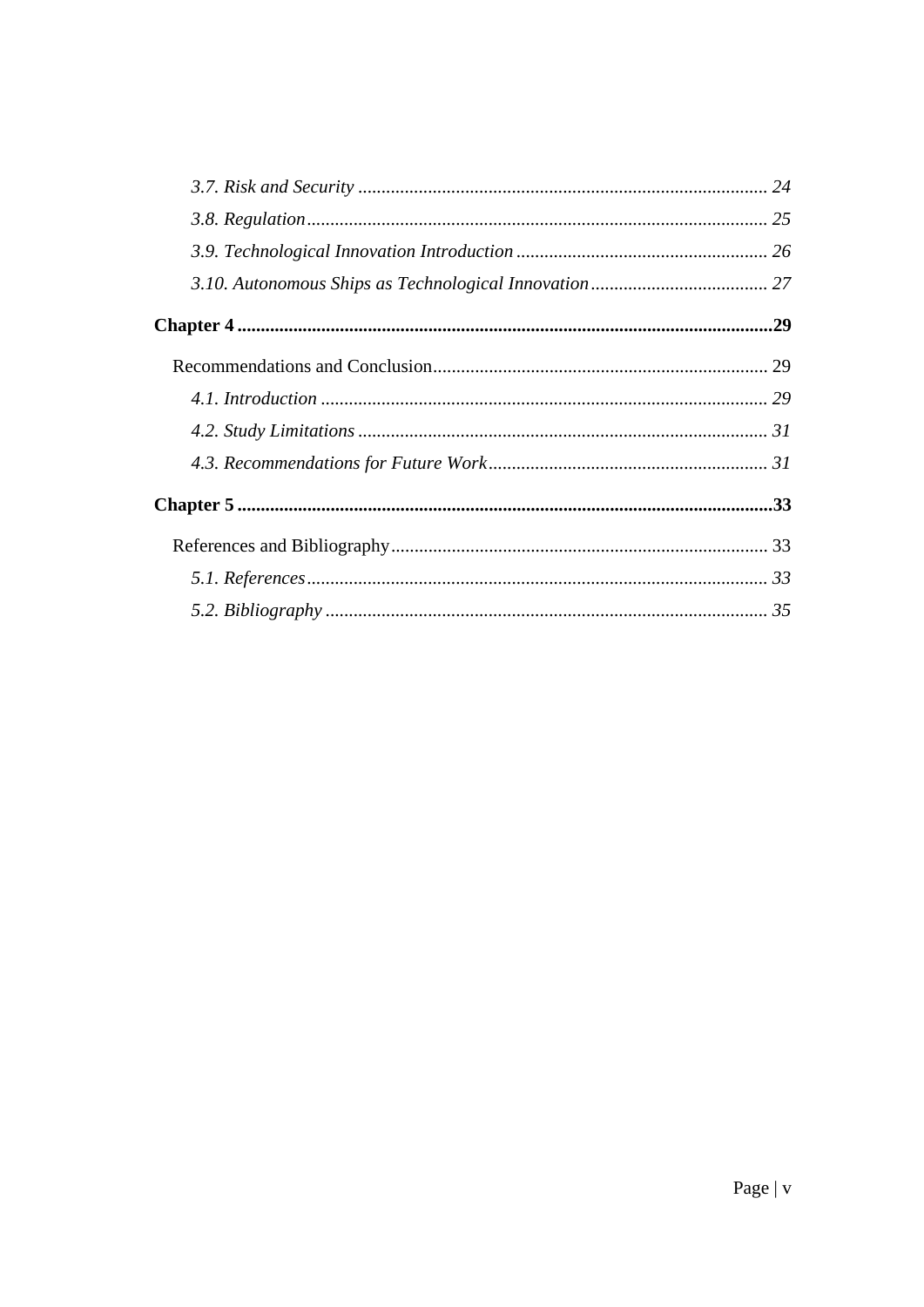*3.7. Risk and Security* ........................................................................................ *24*

*3.8. Regulation* .................................................................................................. *25*

*3.9. Technological Innovation Introduction* ...................................................... *26*

*3.10. Autonomous Ships as Technological Innovation* ...................................... *27*

**Chapter 4 ..................................................................................................................29**

Recommendations and Conclusion........................................................................ 29

*4.1. Introduction* ................................................................................................ *29*

*4.2. Study Limitations* ........................................................................................ *31*

*4.3. Recommendations for Future Work* ............................................................ *31*

**Chapter 5 ..................................................................................................................33**

References and Bibliography................................................................................. 33

*5.1. References*................................................................................................... *33*

*5.2. Bibliography* ............................................................................................... *35*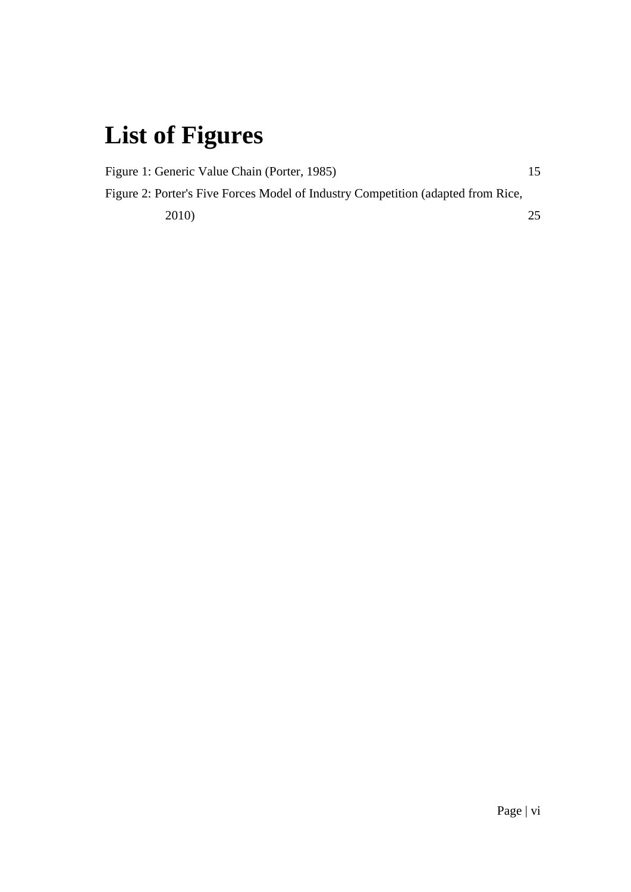# List of Figures

Figure 1: Generic Value Chain (Porter, 1985) 15

Figure 2: Porter's Five Forces Model of Industry Competition (adapted from Rice, 2010) 25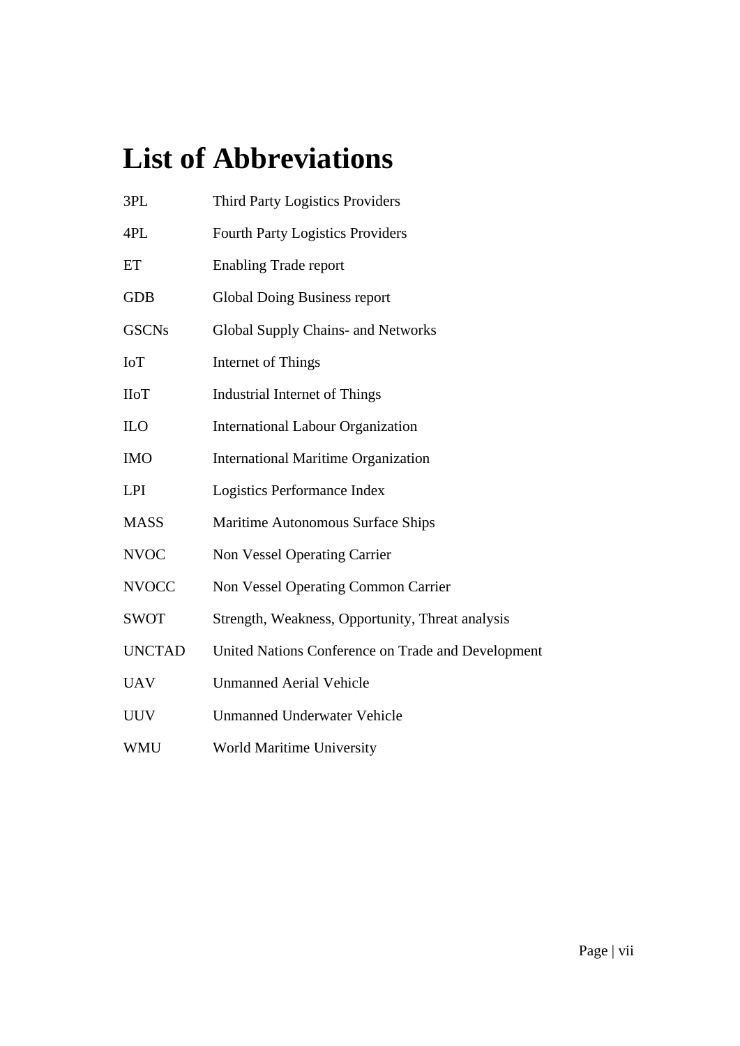# List of Abbreviations

| | |
|---|---|
| 3PL | Third Party Logistics Providers |
| 4PL | Fourth Party Logistics Providers |
| ET | Enabling Trade report |
| GDB | Global Doing Business report |
| GSCNs | Global Supply Chains- and Networks |
| IoT | Internet of Things |
| IIoT | Industrial Internet of Things |
| ILO | International Labour Organization |
| IMO | International Maritime Organization |
| LPI | Logistics Performance Index |
| MASS | Maritime Autonomous Surface Ships |
| NVOC | Non Vessel Operating Carrier |
| NVOCC | Non Vessel Operating Common Carrier |
| SWOT | Strength, Weakness, Opportunity, Threat analysis |
| UNCTAD | United Nations Conference on Trade and Development |
| UAV | Unmanned Aerial Vehicle |
| UUV | Unmanned Underwater Vehicle |
| WMU | World Maritime University |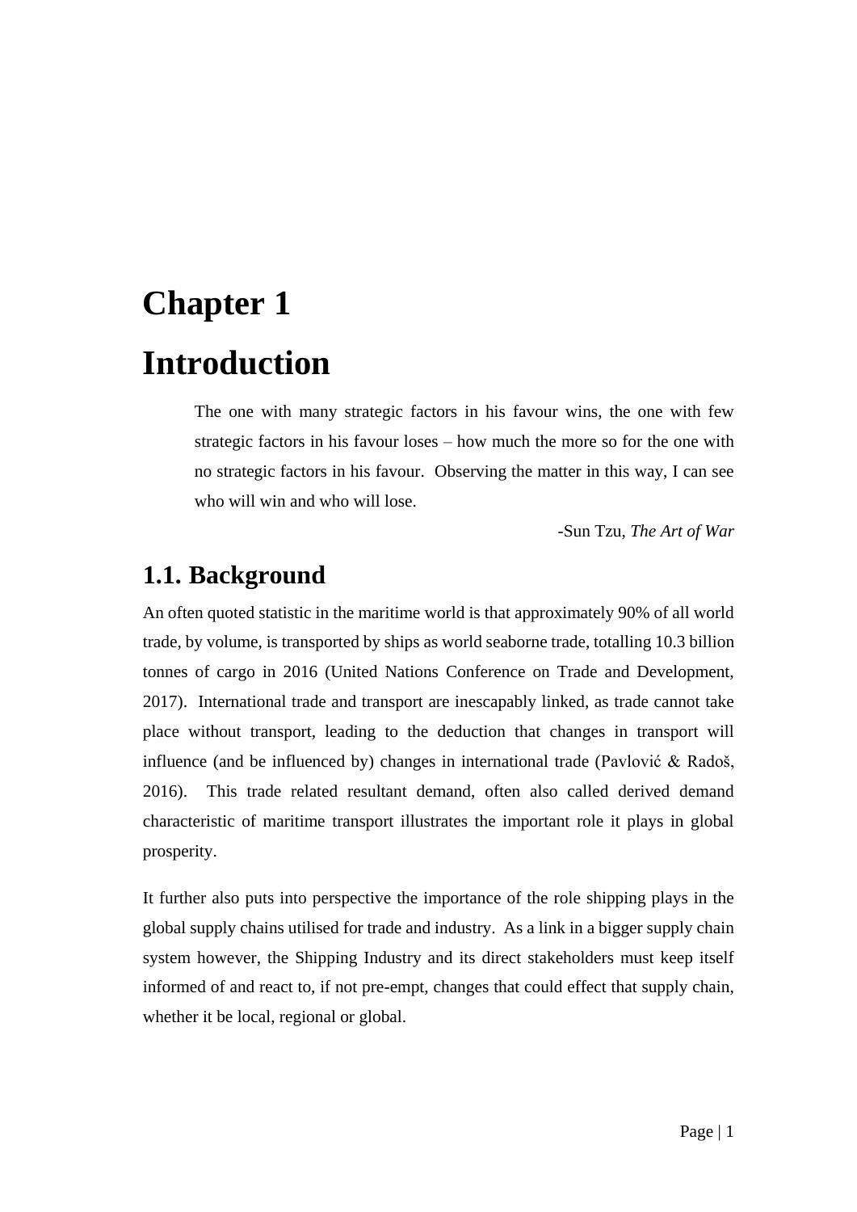# Chapter 1

# Introduction

> The one with many strategic factors in his favour wins, the one with few strategic factors in his favour loses – how much the more so for the one with no strategic factors in his favour. Observing the matter in this way, I can see who will win and who will lose.
>
> -Sun Tzu, *The Art of War*

## 1.1. Background

An often quoted statistic in the maritime world is that approximately 90% of all world trade, by volume, is transported by ships as world seaborne trade, totalling 10.3 billion tonnes of cargo in 2016 (United Nations Conference on Trade and Development, 2017). International trade and transport are inescapably linked, as trade cannot take place without transport, leading to the deduction that changes in transport will influence (and be influenced by) changes in international trade (Pavlović & Radoš, 2016). This trade related resultant demand, often also called derived demand characteristic of maritime transport illustrates the important role it plays in global prosperity.

It further also puts into perspective the importance of the role shipping plays in the global supply chains utilised for trade and industry. As a link in a bigger supply chain system however, the Shipping Industry and its direct stakeholders must keep itself informed of and react to, if not pre-empt, changes that could effect that supply chain, whether it be local, regional or global.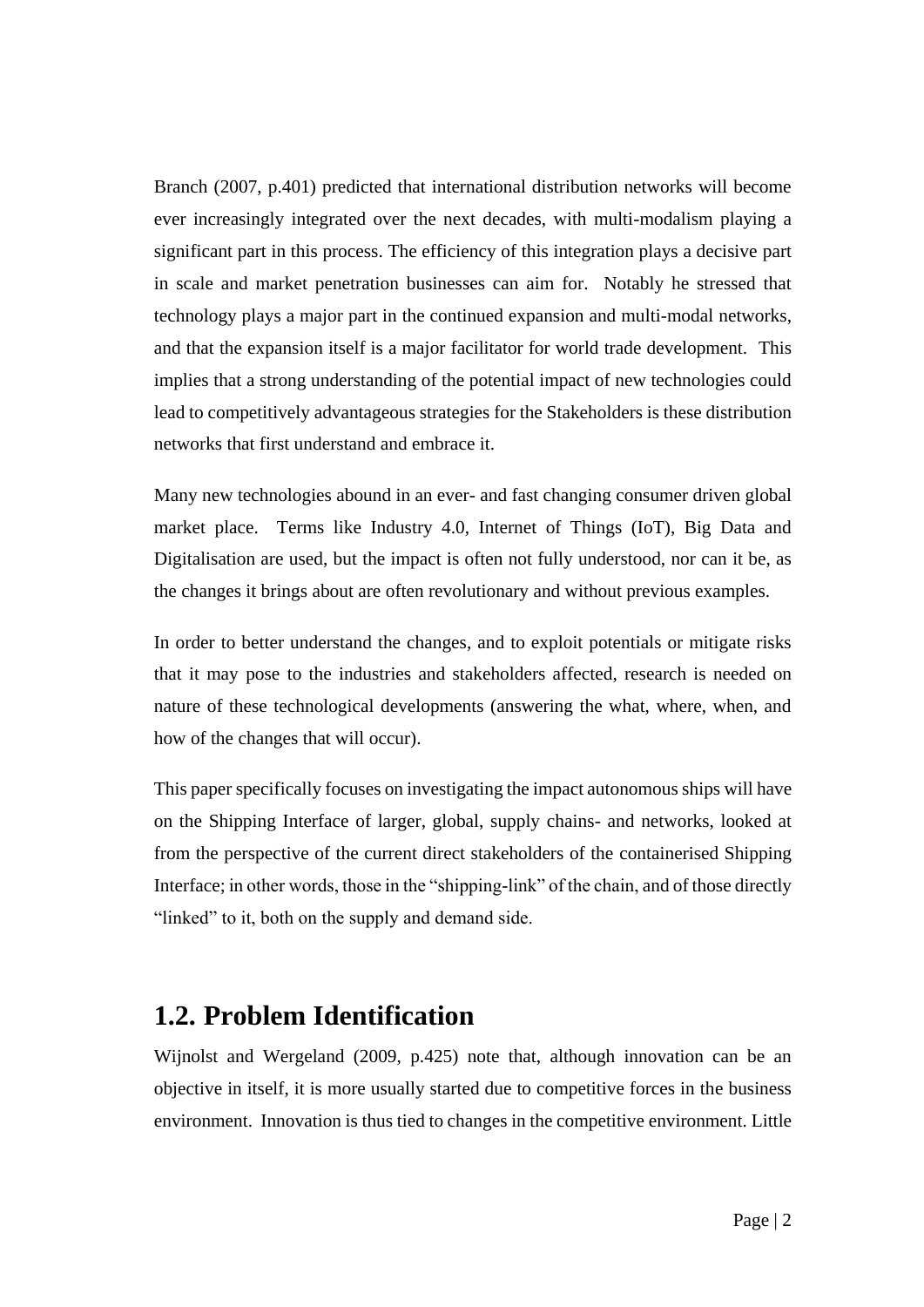Branch (2007, p.401) predicted that international distribution networks will become ever increasingly integrated over the next decades, with multi-modalism playing a significant part in this process. The efficiency of this integration plays a decisive part in scale and market penetration businesses can aim for. Notably he stressed that technology plays a major part in the continued expansion and multi-modal networks, and that the expansion itself is a major facilitator for world trade development. This implies that a strong understanding of the potential impact of new technologies could lead to competitively advantageous strategies for the Stakeholders is these distribution networks that first understand and embrace it.

Many new technologies abound in an ever- and fast changing consumer driven global market place. Terms like Industry 4.0, Internet of Things (IoT), Big Data and Digitalisation are used, but the impact is often not fully understood, nor can it be, as the changes it brings about are often revolutionary and without previous examples.

In order to better understand the changes, and to exploit potentials or mitigate risks that it may pose to the industries and stakeholders affected, research is needed on nature of these technological developments (answering the what, where, when, and how of the changes that will occur).

This paper specifically focuses on investigating the impact autonomous ships will have on the Shipping Interface of larger, global, supply chains- and networks, looked at from the perspective of the current direct stakeholders of the containerised Shipping Interface; in other words, those in the "shipping-link" of the chain, and of those directly "linked" to it, both on the supply and demand side.

## 1.2. Problem Identification

Wijnolst and Wergeland (2009, p.425) note that, although innovation can be an objective in itself, it is more usually started due to competitive forces in the business environment. Innovation is thus tied to changes in the competitive environment. Little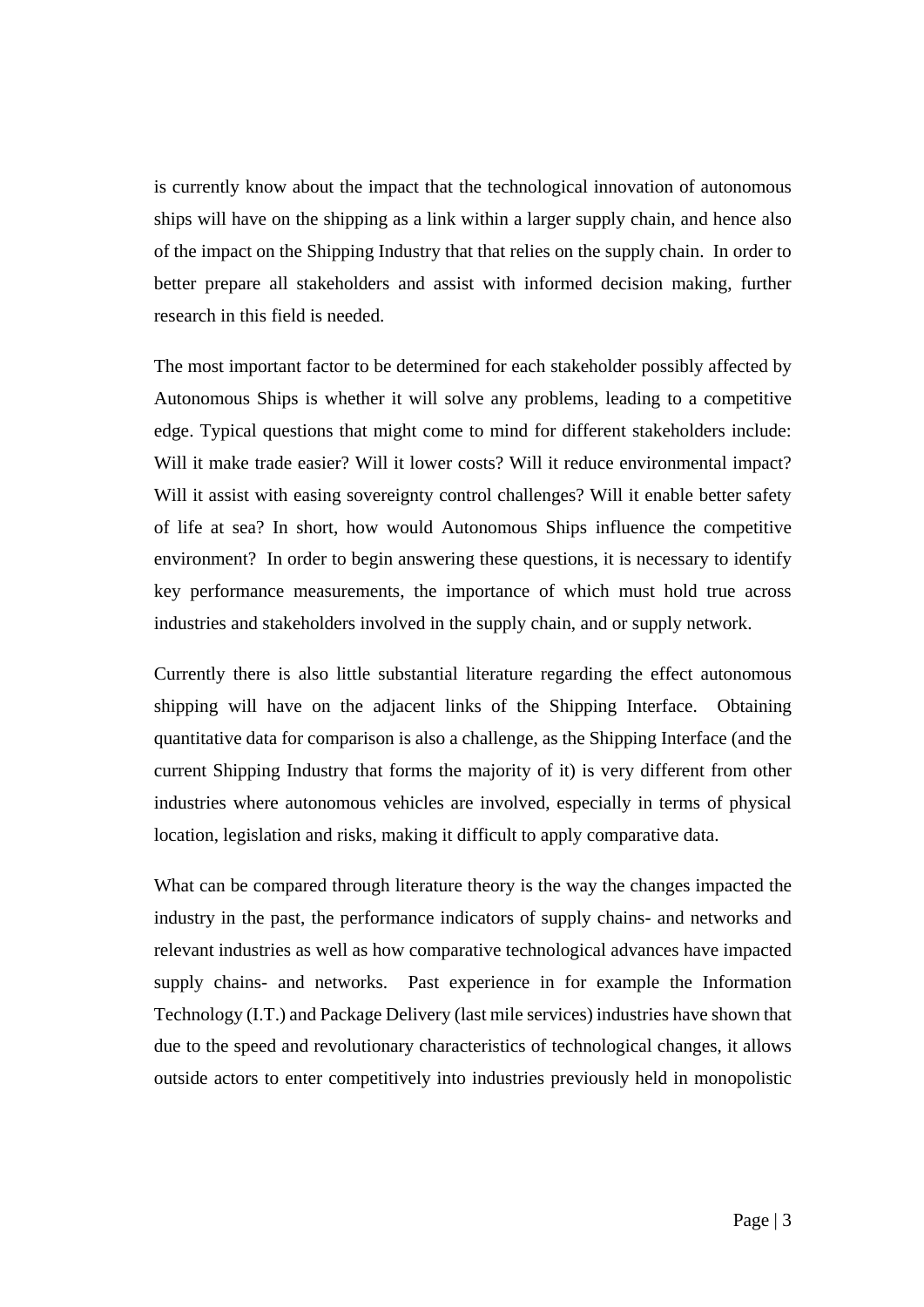is currently know about the impact that the technological innovation of autonomous ships will have on the shipping as a link within a larger supply chain, and hence also of the impact on the Shipping Industry that that relies on the supply chain. In order to better prepare all stakeholders and assist with informed decision making, further research in this field is needed.

The most important factor to be determined for each stakeholder possibly affected by Autonomous Ships is whether it will solve any problems, leading to a competitive edge. Typical questions that might come to mind for different stakeholders include: Will it make trade easier? Will it lower costs? Will it reduce environmental impact? Will it assist with easing sovereignty control challenges? Will it enable better safety of life at sea? In short, how would Autonomous Ships influence the competitive environment? In order to begin answering these questions, it is necessary to identify key performance measurements, the importance of which must hold true across industries and stakeholders involved in the supply chain, and or supply network.

Currently there is also little substantial literature regarding the effect autonomous shipping will have on the adjacent links of the Shipping Interface. Obtaining quantitative data for comparison is also a challenge, as the Shipping Interface (and the current Shipping Industry that forms the majority of it) is very different from other industries where autonomous vehicles are involved, especially in terms of physical location, legislation and risks, making it difficult to apply comparative data.

What can be compared through literature theory is the way the changes impacted the industry in the past, the performance indicators of supply chains- and networks and relevant industries as well as how comparative technological advances have impacted supply chains- and networks. Past experience in for example the Information Technology (I.T.) and Package Delivery (last mile services) industries have shown that due to the speed and revolutionary characteristics of technological changes, it allows outside actors to enter competitively into industries previously held in monopolistic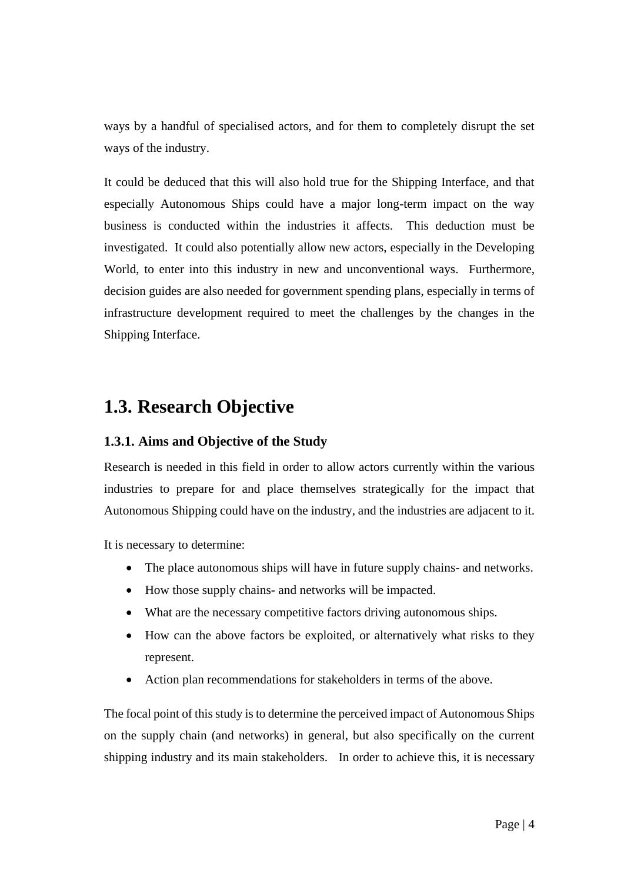ways by a handful of specialised actors, and for them to completely disrupt the set ways of the industry.

It could be deduced that this will also hold true for the Shipping Interface, and that especially Autonomous Ships could have a major long-term impact on the way business is conducted within the industries it affects. This deduction must be investigated. It could also potentially allow new actors, especially in the Developing World, to enter into this industry in new and unconventional ways. Furthermore, decision guides are also needed for government spending plans, especially in terms of infrastructure development required to meet the challenges by the changes in the Shipping Interface.

## 1.3. Research Objective

### 1.3.1. Aims and Objective of the Study

Research is needed in this field in order to allow actors currently within the various industries to prepare for and place themselves strategically for the impact that Autonomous Shipping could have on the industry, and the industries are adjacent to it.

It is necessary to determine:

- The place autonomous ships will have in future supply chains- and networks.
- How those supply chains- and networks will be impacted.
- What are the necessary competitive factors driving autonomous ships.
- How can the above factors be exploited, or alternatively what risks to they represent.
- Action plan recommendations for stakeholders in terms of the above.

The focal point of this study is to determine the perceived impact of Autonomous Ships on the supply chain (and networks) in general, but also specifically on the current shipping industry and its main stakeholders. In order to achieve this, it is necessary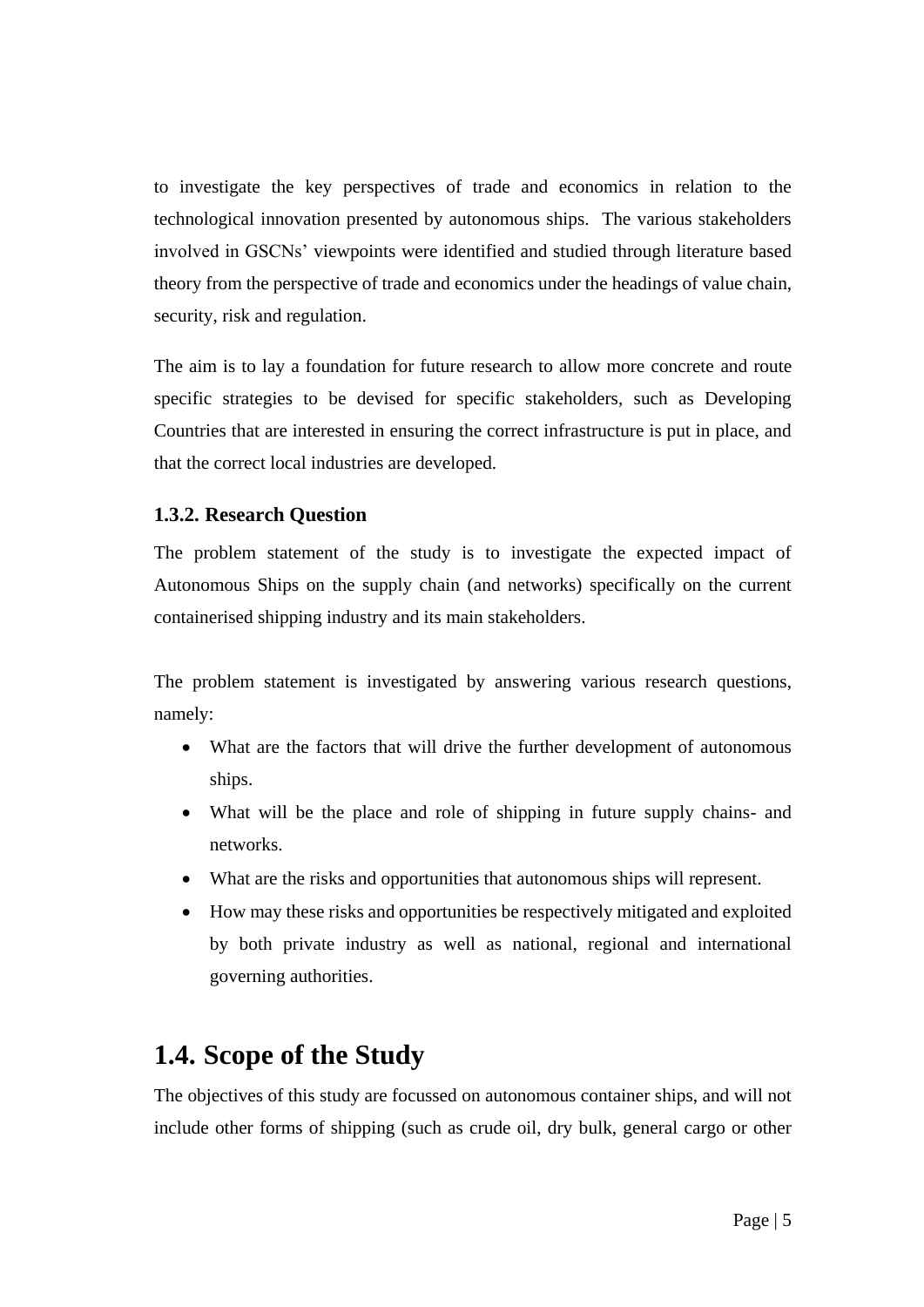to investigate the key perspectives of trade and economics in relation to the technological innovation presented by autonomous ships. The various stakeholders involved in GSCNs' viewpoints were identified and studied through literature based theory from the perspective of trade and economics under the headings of value chain, security, risk and regulation.

The aim is to lay a foundation for future research to allow more concrete and route specific strategies to be devised for specific stakeholders, such as Developing Countries that are interested in ensuring the correct infrastructure is put in place, and that the correct local industries are developed.

### 1.3.2. Research Question

The problem statement of the study is to investigate the expected impact of Autonomous Ships on the supply chain (and networks) specifically on the current containerised shipping industry and its main stakeholders.

The problem statement is investigated by answering various research questions, namely:

- What are the factors that will drive the further development of autonomous ships.
- What will be the place and role of shipping in future supply chains- and networks.
- What are the risks and opportunities that autonomous ships will represent.
- How may these risks and opportunities be respectively mitigated and exploited by both private industry as well as national, regional and international governing authorities.

## 1.4. Scope of the Study

The objectives of this study are focussed on autonomous container ships, and will not include other forms of shipping (such as crude oil, dry bulk, general cargo or other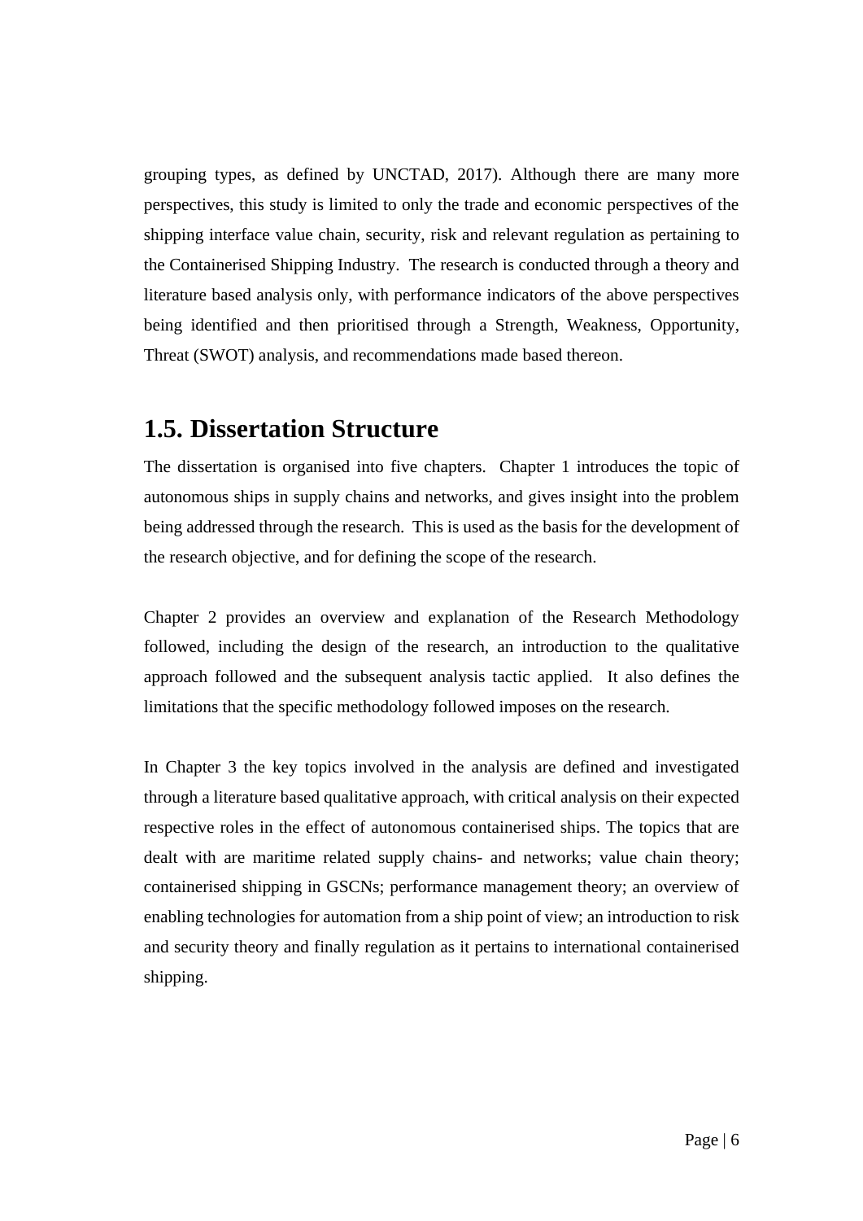grouping types, as defined by UNCTAD, 2017). Although there are many more perspectives, this study is limited to only the trade and economic perspectives of the shipping interface value chain, security, risk and relevant regulation as pertaining to the Containerised Shipping Industry. The research is conducted through a theory and literature based analysis only, with performance indicators of the above perspectives being identified and then prioritised through a Strength, Weakness, Opportunity, Threat (SWOT) analysis, and recommendations made based thereon.

## 1.5. Dissertation Structure

The dissertation is organised into five chapters. Chapter 1 introduces the topic of autonomous ships in supply chains and networks, and gives insight into the problem being addressed through the research. This is used as the basis for the development of the research objective, and for defining the scope of the research.

Chapter 2 provides an overview and explanation of the Research Methodology followed, including the design of the research, an introduction to the qualitative approach followed and the subsequent analysis tactic applied. It also defines the limitations that the specific methodology followed imposes on the research.

In Chapter 3 the key topics involved in the analysis are defined and investigated through a literature based qualitative approach, with critical analysis on their expected respective roles in the effect of autonomous containerised ships. The topics that are dealt with are maritime related supply chains- and networks; value chain theory; containerised shipping in GSCNs; performance management theory; an overview of enabling technologies for automation from a ship point of view; an introduction to risk and security theory and finally regulation as it pertains to international containerised shipping.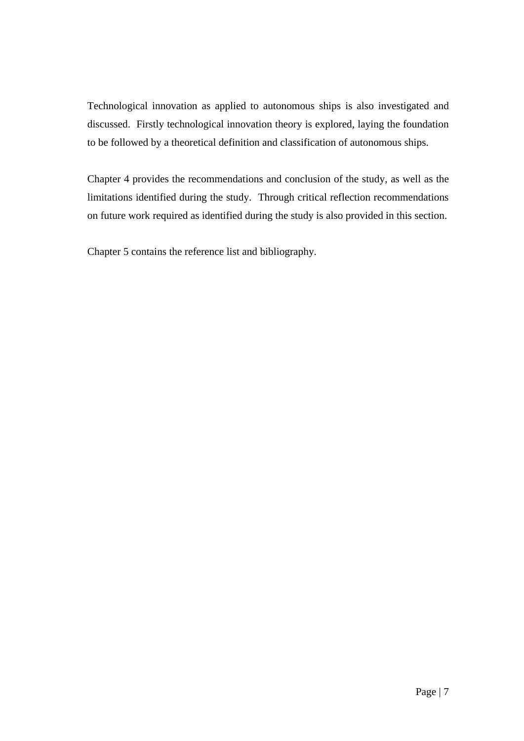Technological innovation as applied to autonomous ships is also investigated and discussed. Firstly technological innovation theory is explored, laying the foundation to be followed by a theoretical definition and classification of autonomous ships.

Chapter 4 provides the recommendations and conclusion of the study, as well as the limitations identified during the study. Through critical reflection recommendations on future work required as identified during the study is also provided in this section.

Chapter 5 contains the reference list and bibliography.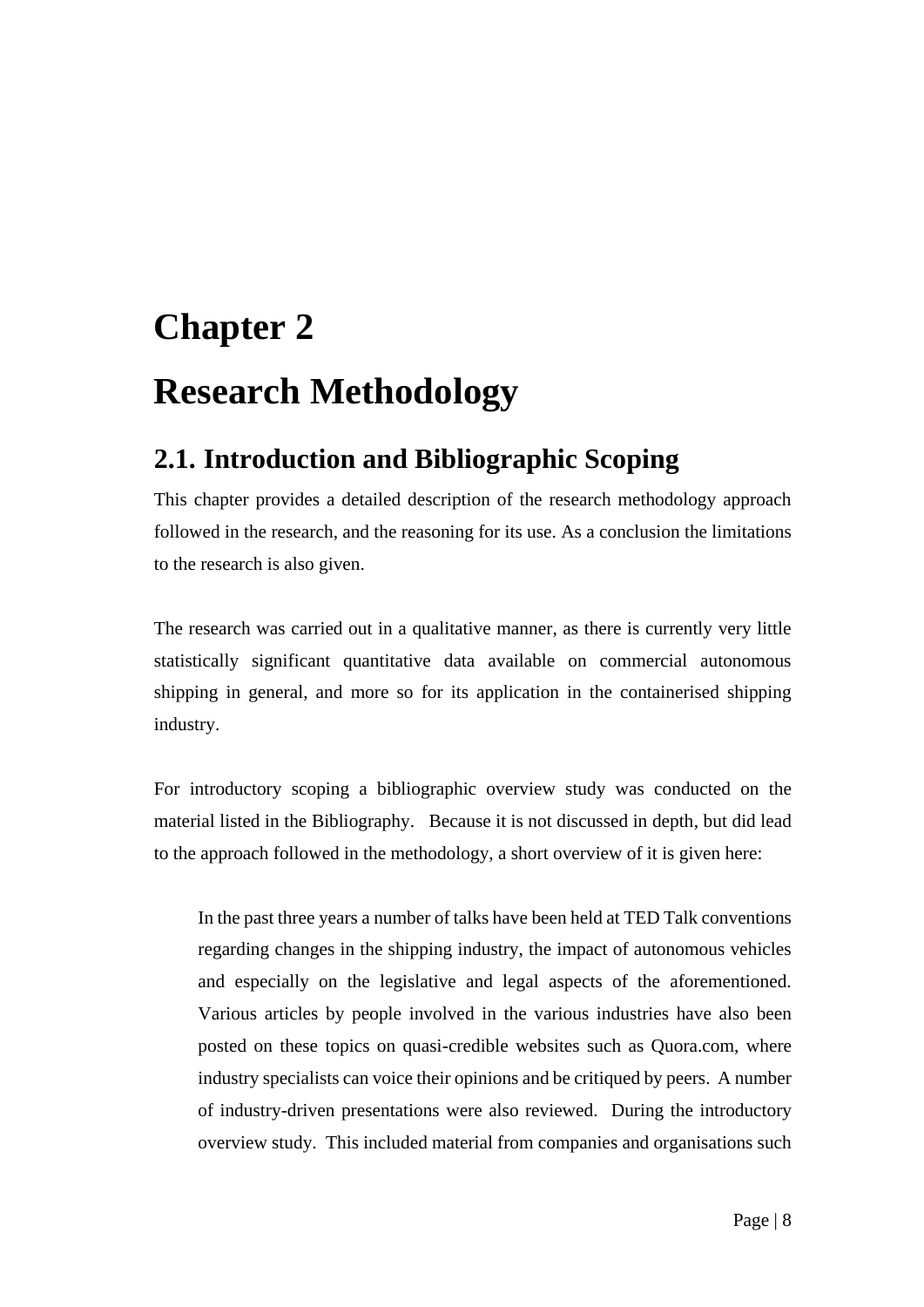# Chapter 2

# Research Methodology

## 2.1. Introduction and Bibliographic Scoping

This chapter provides a detailed description of the research methodology approach followed in the research, and the reasoning for its use. As a conclusion the limitations to the research is also given.

The research was carried out in a qualitative manner, as there is currently very little statistically significant quantitative data available on commercial autonomous shipping in general, and more so for its application in the containerised shipping industry.

For introductory scoping a bibliographic overview study was conducted on the material listed in the Bibliography. Because it is not discussed in depth, but did lead to the approach followed in the methodology, a short overview of it is given here:

> In the past three years a number of talks have been held at TED Talk conventions regarding changes in the shipping industry, the impact of autonomous vehicles and especially on the legislative and legal aspects of the aforementioned. Various articles by people involved in the various industries have also been posted on these topics on quasi-credible websites such as Quora.com, where industry specialists can voice their opinions and be critiqued by peers. A number of industry-driven presentations were also reviewed. During the introductory overview study. This included material from companies and organisations such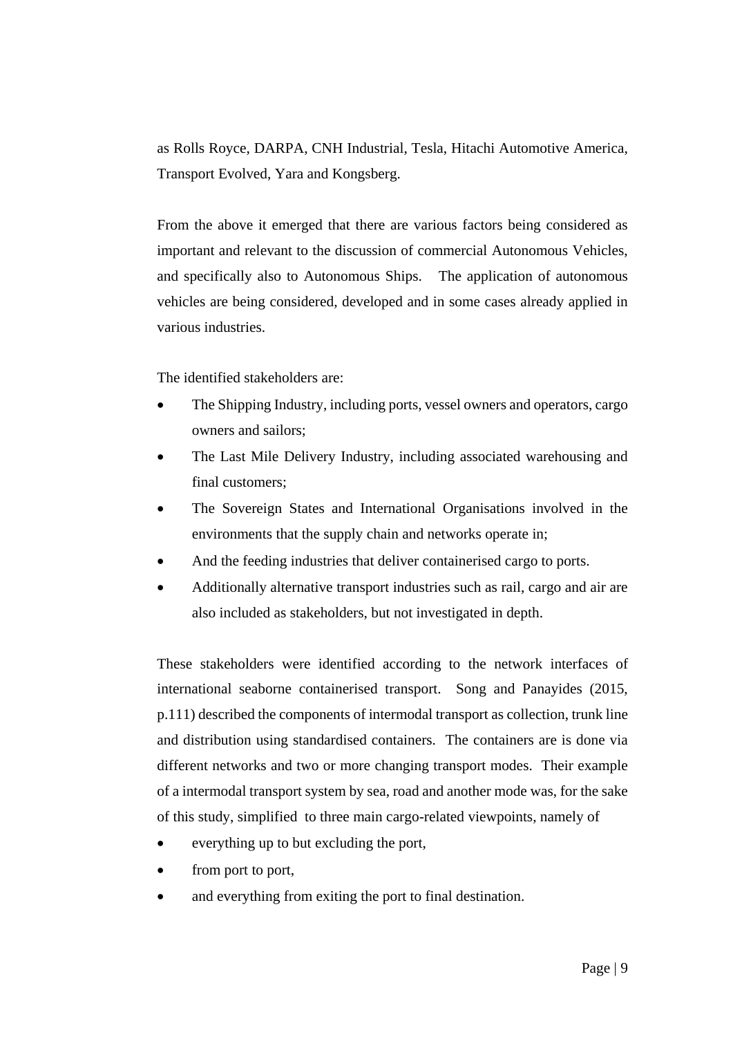as Rolls Royce, DARPA, CNH Industrial, Tesla, Hitachi Automotive America, Transport Evolved, Yara and Kongsberg.

From the above it emerged that there are various factors being considered as important and relevant to the discussion of commercial Autonomous Vehicles, and specifically also to Autonomous Ships. The application of autonomous vehicles are being considered, developed and in some cases already applied in various industries.

The identified stakeholders are:

- The Shipping Industry, including ports, vessel owners and operators, cargo owners and sailors;
- The Last Mile Delivery Industry, including associated warehousing and final customers;
- The Sovereign States and International Organisations involved in the environments that the supply chain and networks operate in;
- And the feeding industries that deliver containerised cargo to ports.
- Additionally alternative transport industries such as rail, cargo and air are also included as stakeholders, but not investigated in depth.

These stakeholders were identified according to the network interfaces of international seaborne containerised transport. Song and Panayides (2015, p.111) described the components of intermodal transport as collection, trunk line and distribution using standardised containers. The containers are is done via different networks and two or more changing transport modes. Their example of a intermodal transport system by sea, road and another mode was, for the sake of this study, simplified to three main cargo-related viewpoints, namely of

- everything up to but excluding the port,
- from port to port,
- and everything from exiting the port to final destination.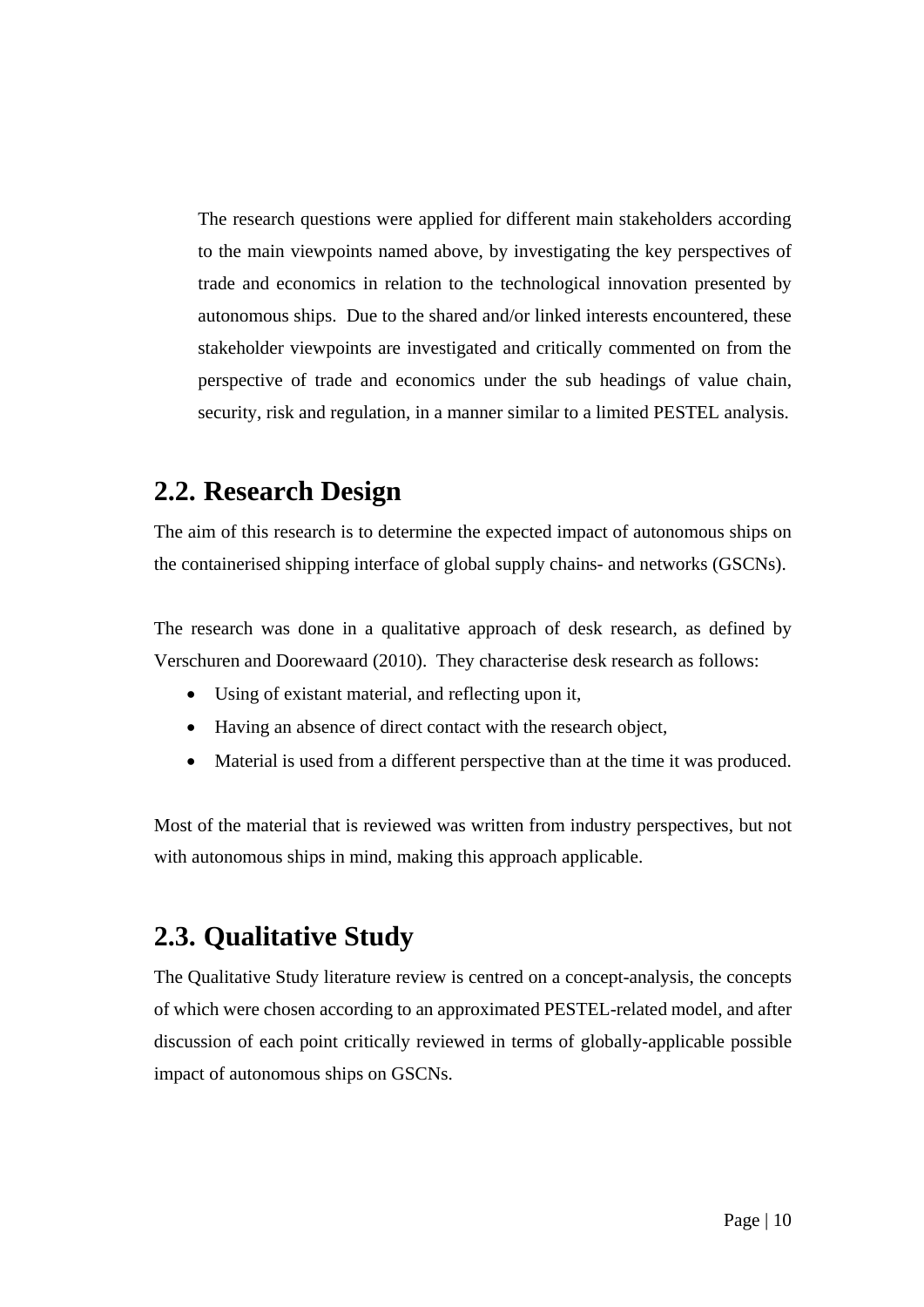The research questions were applied for different main stakeholders according to the main viewpoints named above, by investigating the key perspectives of trade and economics in relation to the technological innovation presented by autonomous ships. Due to the shared and/or linked interests encountered, these stakeholder viewpoints are investigated and critically commented on from the perspective of trade and economics under the sub headings of value chain, security, risk and regulation, in a manner similar to a limited PESTEL analysis.

## 2.2. Research Design

The aim of this research is to determine the expected impact of autonomous ships on the containerised shipping interface of global supply chains- and networks (GSCNs).

The research was done in a qualitative approach of desk research, as defined by Verschuren and Doorewaard (2010). They characterise desk research as follows:

- Using of existant material, and reflecting upon it,
- Having an absence of direct contact with the research object,
- Material is used from a different perspective than at the time it was produced.

Most of the material that is reviewed was written from industry perspectives, but not with autonomous ships in mind, making this approach applicable.

## 2.3. Qualitative Study

The Qualitative Study literature review is centred on a concept-analysis, the concepts of which were chosen according to an approximated PESTEL-related model, and after discussion of each point critically reviewed in terms of globally-applicable possible impact of autonomous ships on GSCNs.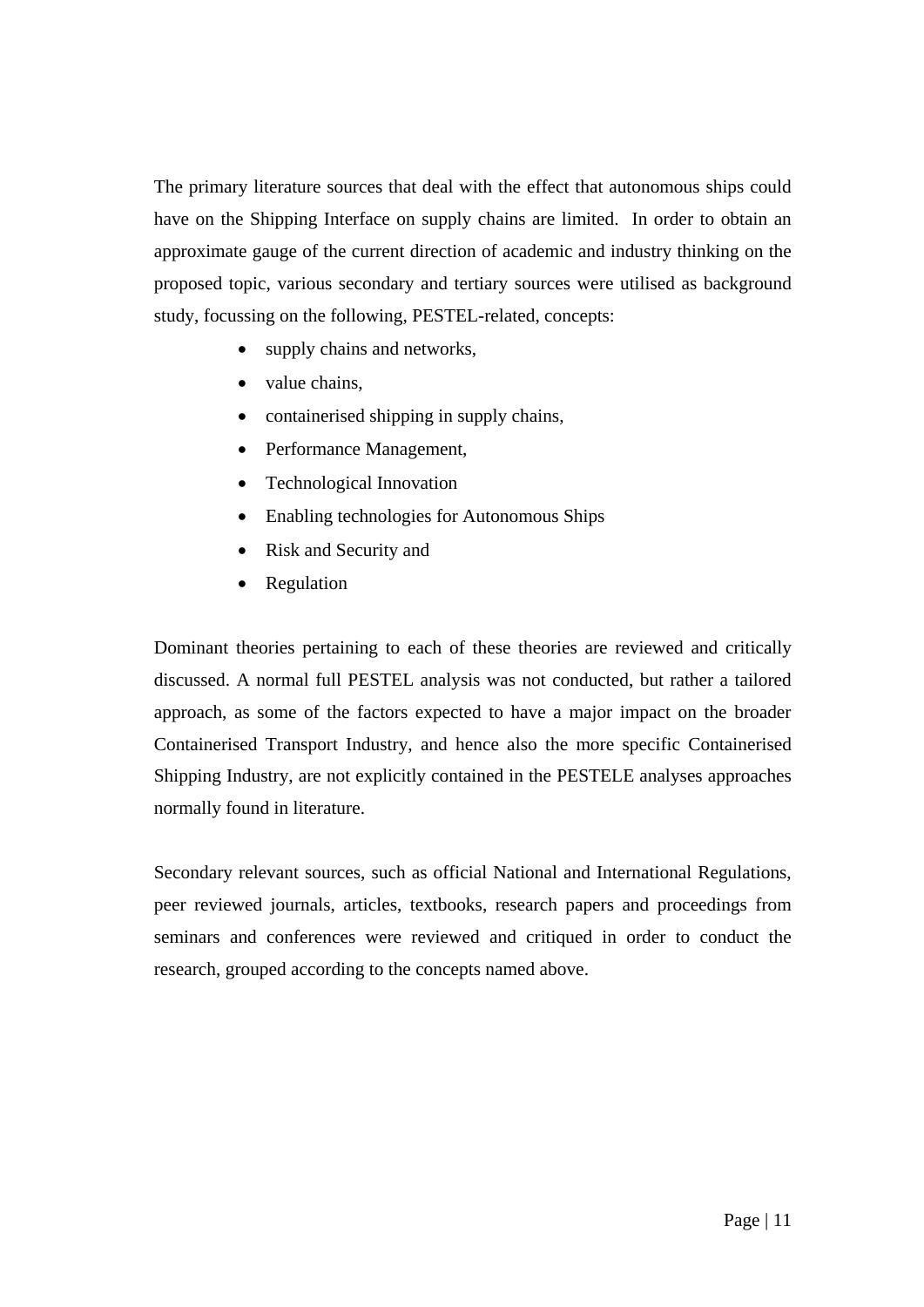The primary literature sources that deal with the effect that autonomous ships could have on the Shipping Interface on supply chains are limited. In order to obtain an approximate gauge of the current direction of academic and industry thinking on the proposed topic, various secondary and tertiary sources were utilised as background study, focussing on the following, PESTEL-related, concepts:

- supply chains and networks,
- value chains,
- containerised shipping in supply chains,
- Performance Management,
- Technological Innovation
- Enabling technologies for Autonomous Ships
- Risk and Security and
- Regulation

Dominant theories pertaining to each of these theories are reviewed and critically discussed. A normal full PESTEL analysis was not conducted, but rather a tailored approach, as some of the factors expected to have a major impact on the broader Containerised Transport Industry, and hence also the more specific Containerised Shipping Industry, are not explicitly contained in the PESTELE analyses approaches normally found in literature.

Secondary relevant sources, such as official National and International Regulations, peer reviewed journals, articles, textbooks, research papers and proceedings from seminars and conferences were reviewed and critiqued in order to conduct the research, grouped according to the concepts named above.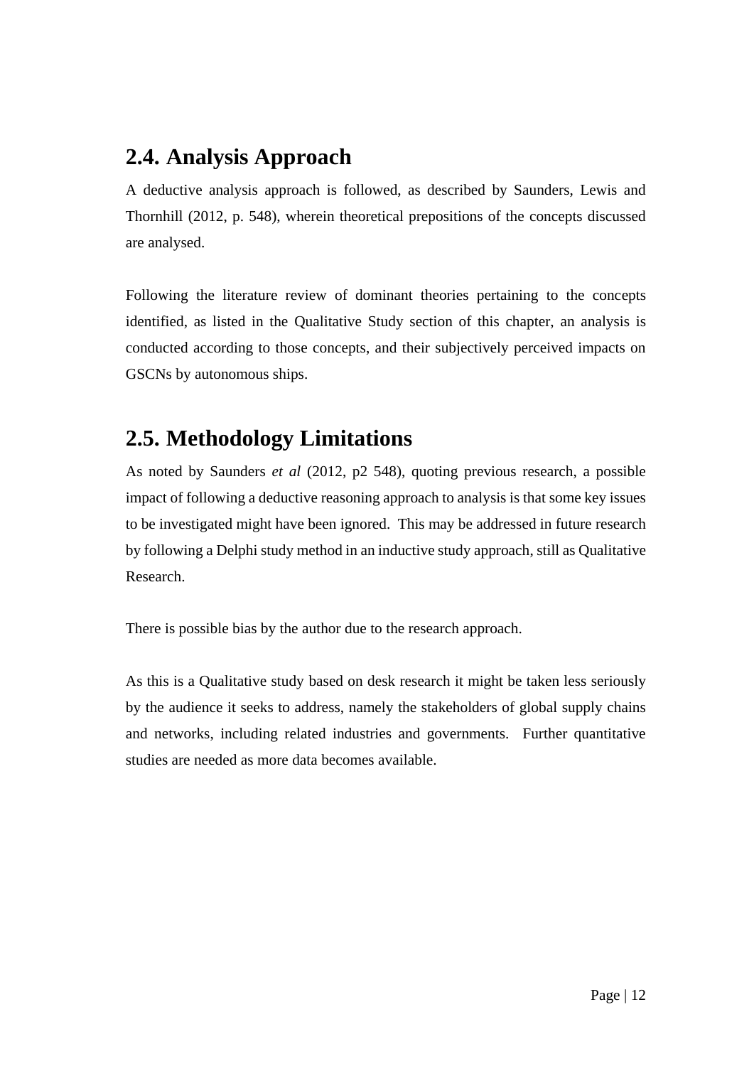## 2.4. Analysis Approach

A deductive analysis approach is followed, as described by Saunders, Lewis and Thornhill (2012, p. 548), wherein theoretical prepositions of the concepts discussed are analysed.

Following the literature review of dominant theories pertaining to the concepts identified, as listed in the Qualitative Study section of this chapter, an analysis is conducted according to those concepts, and their subjectively perceived impacts on GSCNs by autonomous ships.

## 2.5. Methodology Limitations

As noted by Saunders *et al* (2012, p2 548), quoting previous research, a possible impact of following a deductive reasoning approach to analysis is that some key issues to be investigated might have been ignored. This may be addressed in future research by following a Delphi study method in an inductive study approach, still as Qualitative Research.

There is possible bias by the author due to the research approach.

As this is a Qualitative study based on desk research it might be taken less seriously by the audience it seeks to address, namely the stakeholders of global supply chains and networks, including related industries and governments. Further quantitative studies are needed as more data becomes available.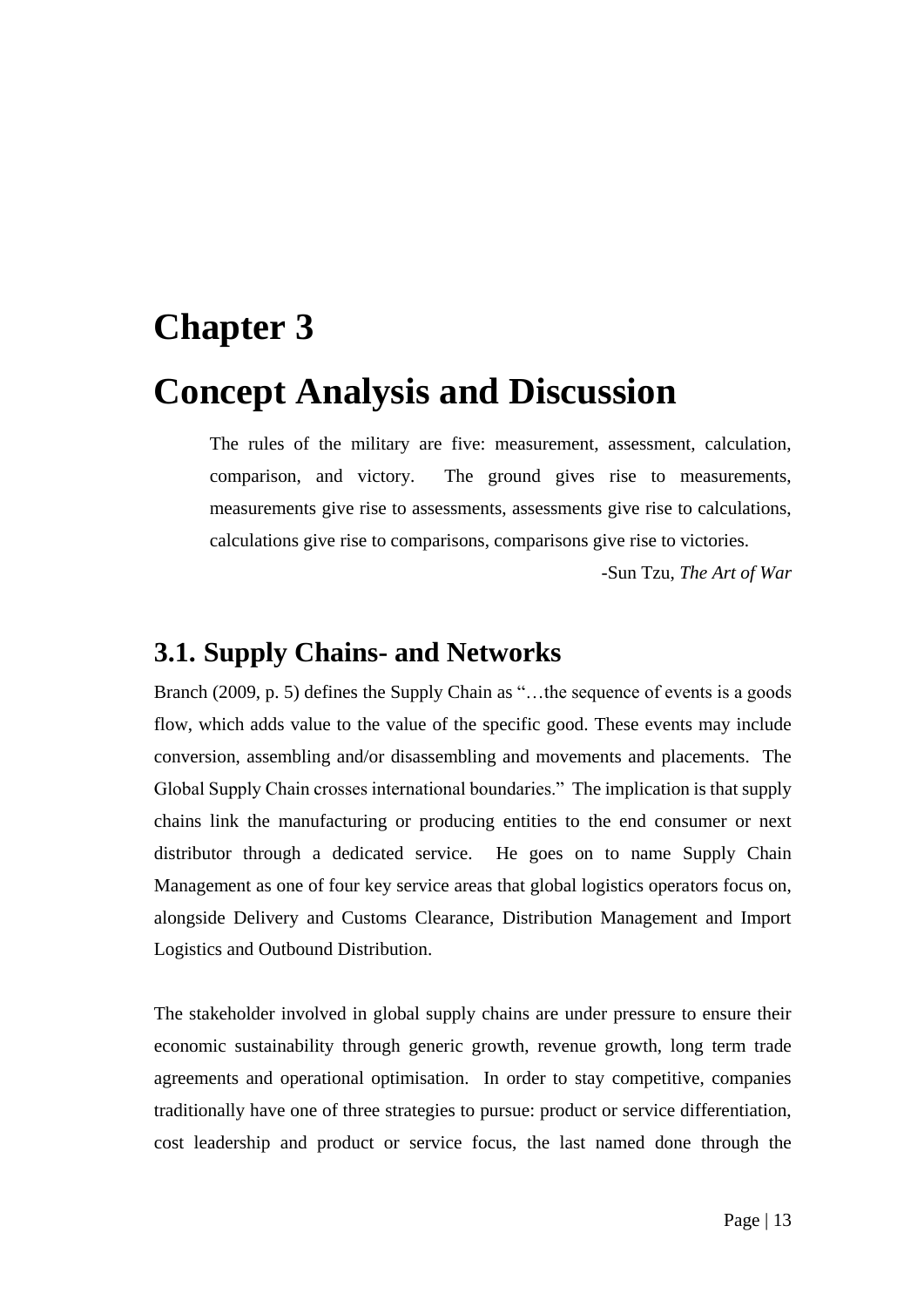# Chapter 3

# Concept Analysis and Discussion

> The rules of the military are five: measurement, assessment, calculation, comparison, and victory. The ground gives rise to measurements, measurements give rise to assessments, assessments give rise to calculations, calculations give rise to comparisons, comparisons give rise to victories.
>
> -Sun Tzu, *The Art of War*

## 3.1. Supply Chains- and Networks

Branch (2009, p. 5) defines the Supply Chain as "…the sequence of events is a goods flow, which adds value to the value of the specific good. These events may include conversion, assembling and/or disassembling and movements and placements. The Global Supply Chain crosses international boundaries." The implication is that supply chains link the manufacturing or producing entities to the end consumer or next distributor through a dedicated service. He goes on to name Supply Chain Management as one of four key service areas that global logistics operators focus on, alongside Delivery and Customs Clearance, Distribution Management and Import Logistics and Outbound Distribution.

The stakeholder involved in global supply chains are under pressure to ensure their economic sustainability through generic growth, revenue growth, long term trade agreements and operational optimisation. In order to stay competitive, companies traditionally have one of three strategies to pursue: product or service differentiation, cost leadership and product or service focus, the last named done through the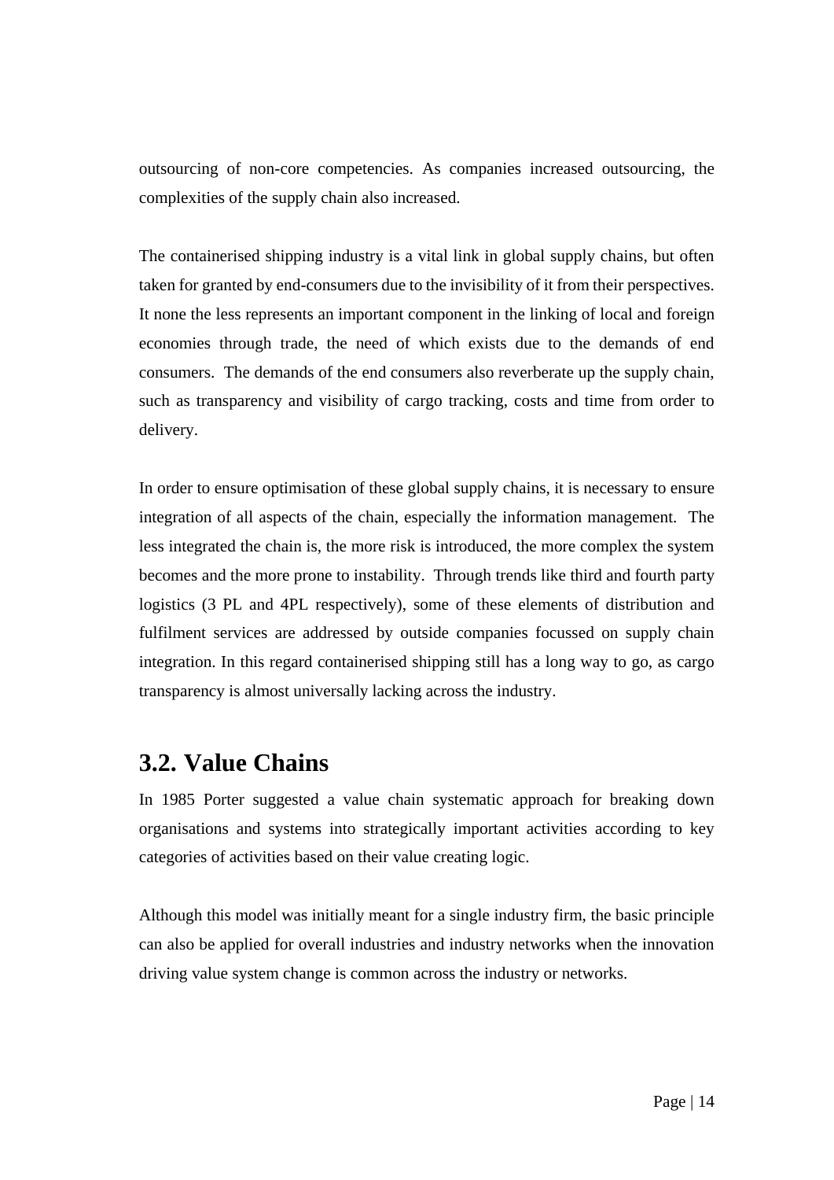outsourcing of non-core competencies. As companies increased outsourcing, the complexities of the supply chain also increased.

The containerised shipping industry is a vital link in global supply chains, but often taken for granted by end-consumers due to the invisibility of it from their perspectives. It none the less represents an important component in the linking of local and foreign economies through trade, the need of which exists due to the demands of end consumers. The demands of the end consumers also reverberate up the supply chain, such as transparency and visibility of cargo tracking, costs and time from order to delivery.

In order to ensure optimisation of these global supply chains, it is necessary to ensure integration of all aspects of the chain, especially the information management. The less integrated the chain is, the more risk is introduced, the more complex the system becomes and the more prone to instability. Through trends like third and fourth party logistics (3 PL and 4PL respectively), some of these elements of distribution and fulfilment services are addressed by outside companies focussed on supply chain integration. In this regard containerised shipping still has a long way to go, as cargo transparency is almost universally lacking across the industry.

## 3.2. Value Chains

In 1985 Porter suggested a value chain systematic approach for breaking down organisations and systems into strategically important activities according to key categories of activities based on their value creating logic.

Although this model was initially meant for a single industry firm, the basic principle can also be applied for overall industries and industry networks when the innovation driving value system change is common across the industry or networks.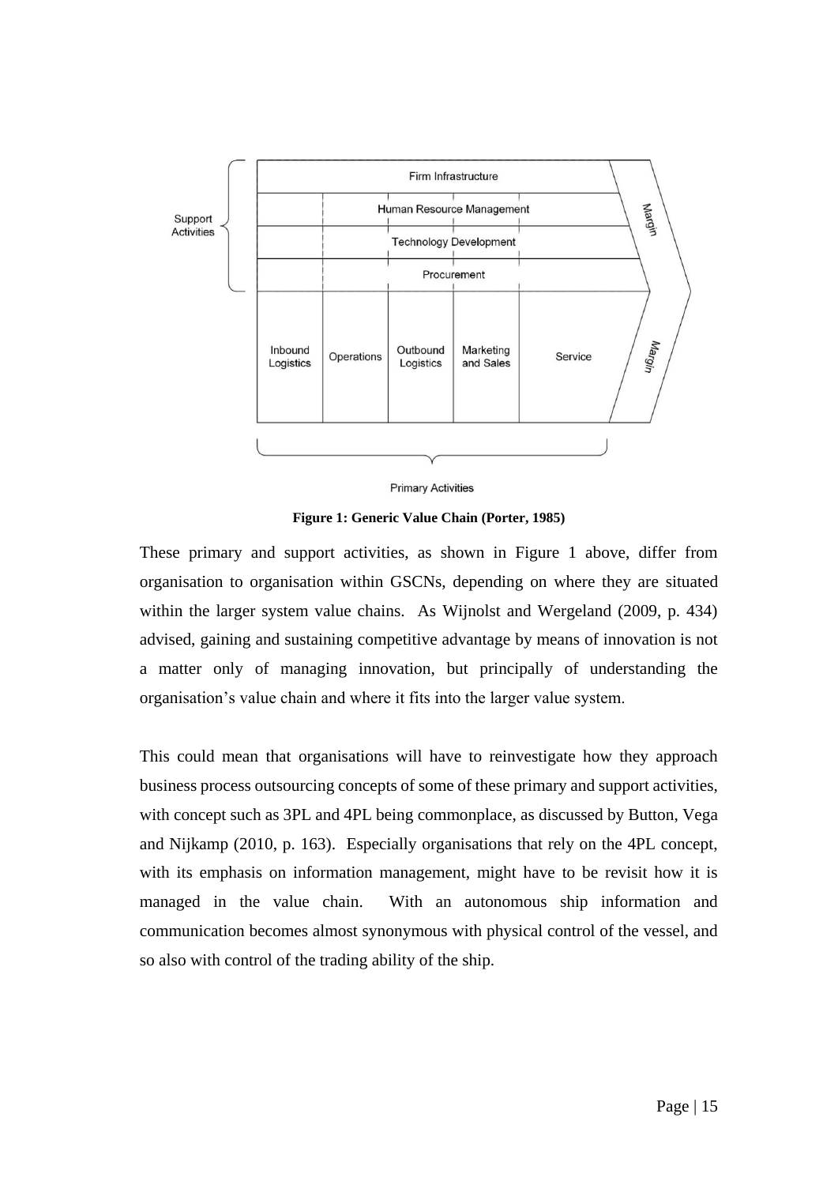**Figure 1: Generic Value Chain (Porter, 1985)**

These primary and support activities, as shown in Figure 1 above, differ from organisation to organisation within GSCNs, depending on where they are situated within the larger system value chains. As Wijnolst and Wergeland (2009, p. 434) advised, gaining and sustaining competitive advantage by means of innovation is not a matter only of managing innovation, but principally of understanding the organisation's value chain and where it fits into the larger value system.

This could mean that organisations will have to reinvestigate how they approach business process outsourcing concepts of some of these primary and support activities, with concept such as 3PL and 4PL being commonplace, as discussed by Button, Vega and Nijkamp (2010, p. 163). Especially organisations that rely on the 4PL concept, with its emphasis on information management, might have to be revisit how it is managed in the value chain. With an autonomous ship information and communication becomes almost synonymous with physical control of the vessel, and so also with control of the trading ability of the ship.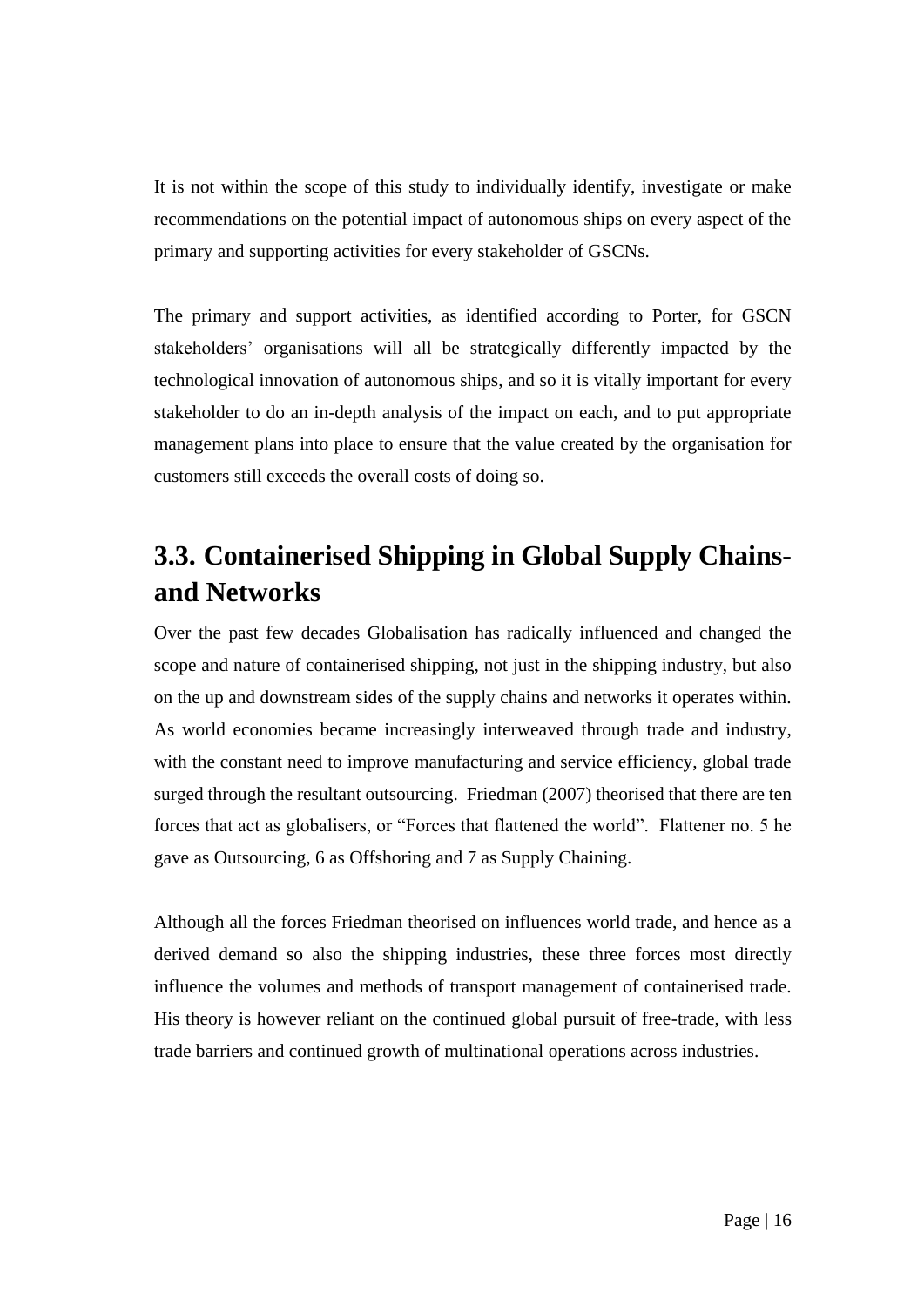It is not within the scope of this study to individually identify, investigate or make recommendations on the potential impact of autonomous ships on every aspect of the primary and supporting activities for every stakeholder of GSCNs.

The primary and support activities, as identified according to Porter, for GSCN stakeholders' organisations will all be strategically differently impacted by the technological innovation of autonomous ships, and so it is vitally important for every stakeholder to do an in-depth analysis of the impact on each, and to put appropriate management plans into place to ensure that the value created by the organisation for customers still exceeds the overall costs of doing so.

## 3.3. Containerised Shipping in Global Supply Chains- and Networks

Over the past few decades Globalisation has radically influenced and changed the scope and nature of containerised shipping, not just in the shipping industry, but also on the up and downstream sides of the supply chains and networks it operates within. As world economies became increasingly interweaved through trade and industry, with the constant need to improve manufacturing and service efficiency, global trade surged through the resultant outsourcing. Friedman (2007) theorised that there are ten forces that act as globalisers, or "Forces that flattened the world". Flattener no. 5 he gave as Outsourcing, 6 as Offshoring and 7 as Supply Chaining.

Although all the forces Friedman theorised on influences world trade, and hence as a derived demand so also the shipping industries, these three forces most directly influence the volumes and methods of transport management of containerised trade. His theory is however reliant on the continued global pursuit of free-trade, with less trade barriers and continued growth of multinational operations across industries.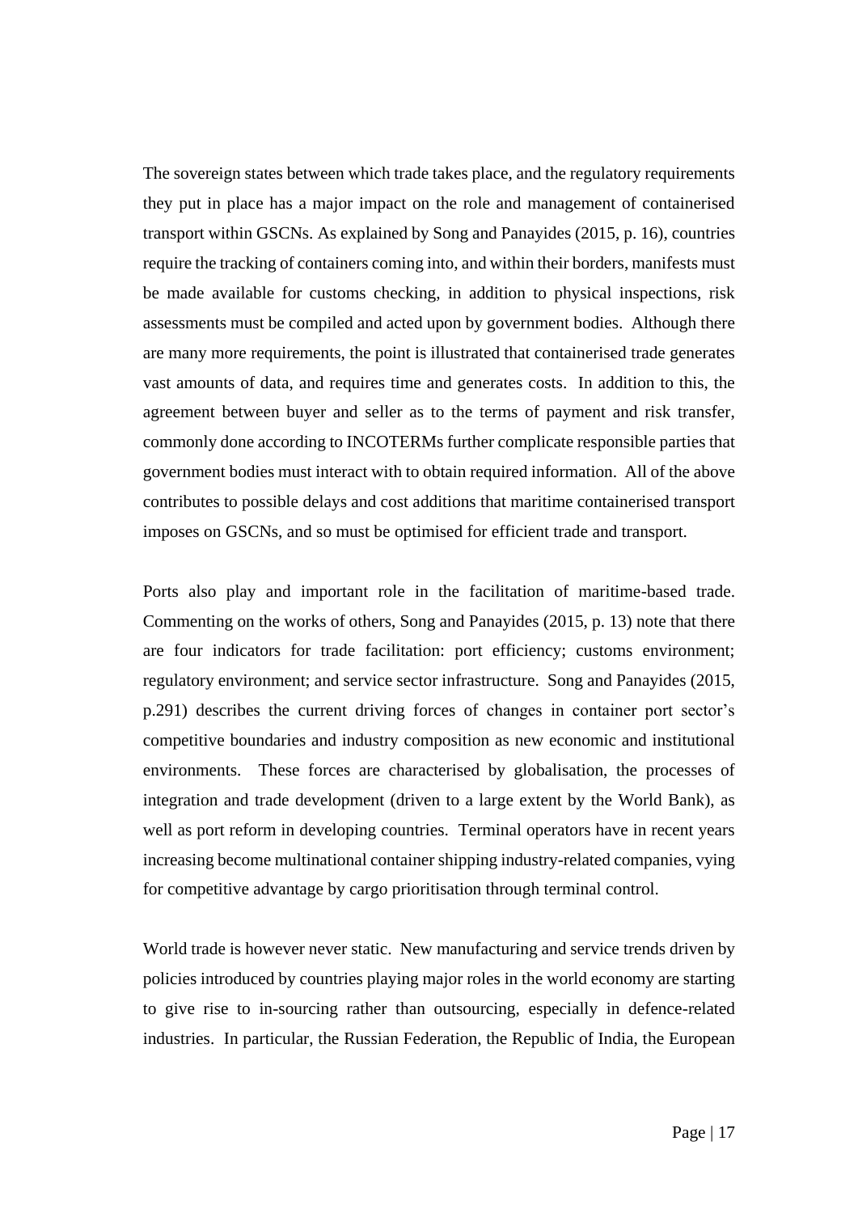The sovereign states between which trade takes place, and the regulatory requirements they put in place has a major impact on the role and management of containerised transport within GSCNs. As explained by Song and Panayides (2015, p. 16), countries require the tracking of containers coming into, and within their borders, manifests must be made available for customs checking, in addition to physical inspections, risk assessments must be compiled and acted upon by government bodies. Although there are many more requirements, the point is illustrated that containerised trade generates vast amounts of data, and requires time and generates costs. In addition to this, the agreement between buyer and seller as to the terms of payment and risk transfer, commonly done according to INCOTERMs further complicate responsible parties that government bodies must interact with to obtain required information. All of the above contributes to possible delays and cost additions that maritime containerised transport imposes on GSCNs, and so must be optimised for efficient trade and transport.

Ports also play and important role in the facilitation of maritime-based trade. Commenting on the works of others, Song and Panayides (2015, p. 13) note that there are four indicators for trade facilitation: port efficiency; customs environment; regulatory environment; and service sector infrastructure. Song and Panayides (2015, p.291) describes the current driving forces of changes in container port sector's competitive boundaries and industry composition as new economic and institutional environments. These forces are characterised by globalisation, the processes of integration and trade development (driven to a large extent by the World Bank), as well as port reform in developing countries. Terminal operators have in recent years increasing become multinational container shipping industry-related companies, vying for competitive advantage by cargo prioritisation through terminal control.

World trade is however never static. New manufacturing and service trends driven by policies introduced by countries playing major roles in the world economy are starting to give rise to in-sourcing rather than outsourcing, especially in defence-related industries. In particular, the Russian Federation, the Republic of India, the European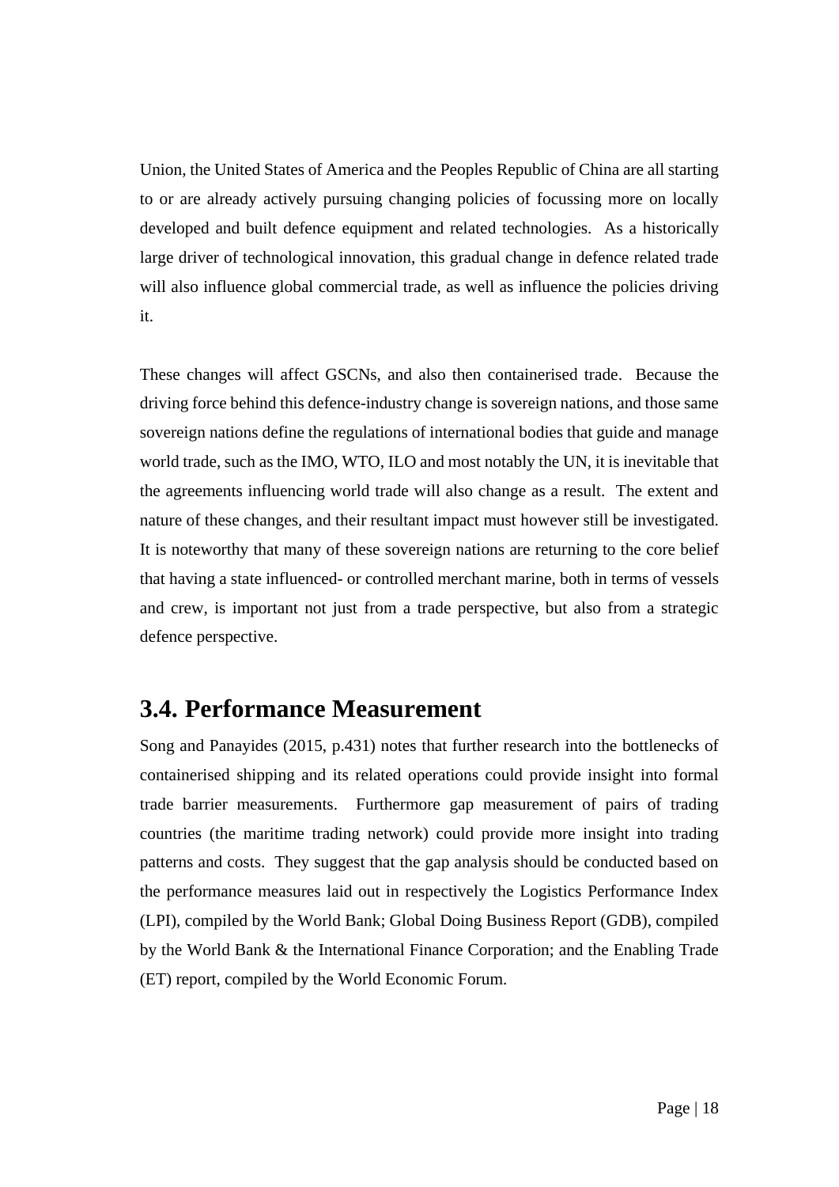Union, the United States of America and the Peoples Republic of China are all starting to or are already actively pursuing changing policies of focussing more on locally developed and built defence equipment and related technologies. As a historically large driver of technological innovation, this gradual change in defence related trade will also influence global commercial trade, as well as influence the policies driving it.

These changes will affect GSCNs, and also then containerised trade. Because the driving force behind this defence-industry change is sovereign nations, and those same sovereign nations define the regulations of international bodies that guide and manage world trade, such as the IMO, WTO, ILO and most notably the UN, it is inevitable that the agreements influencing world trade will also change as a result. The extent and nature of these changes, and their resultant impact must however still be investigated. It is noteworthy that many of these sovereign nations are returning to the core belief that having a state influenced- or controlled merchant marine, both in terms of vessels and crew, is important not just from a trade perspective, but also from a strategic defence perspective.

## 3.4. Performance Measurement

Song and Panayides (2015, p.431) notes that further research into the bottlenecks of containerised shipping and its related operations could provide insight into formal trade barrier measurements. Furthermore gap measurement of pairs of trading countries (the maritime trading network) could provide more insight into trading patterns and costs. They suggest that the gap analysis should be conducted based on the performance measures laid out in respectively the Logistics Performance Index (LPI), compiled by the World Bank; Global Doing Business Report (GDB), compiled by the World Bank & the International Finance Corporation; and the Enabling Trade (ET) report, compiled by the World Economic Forum.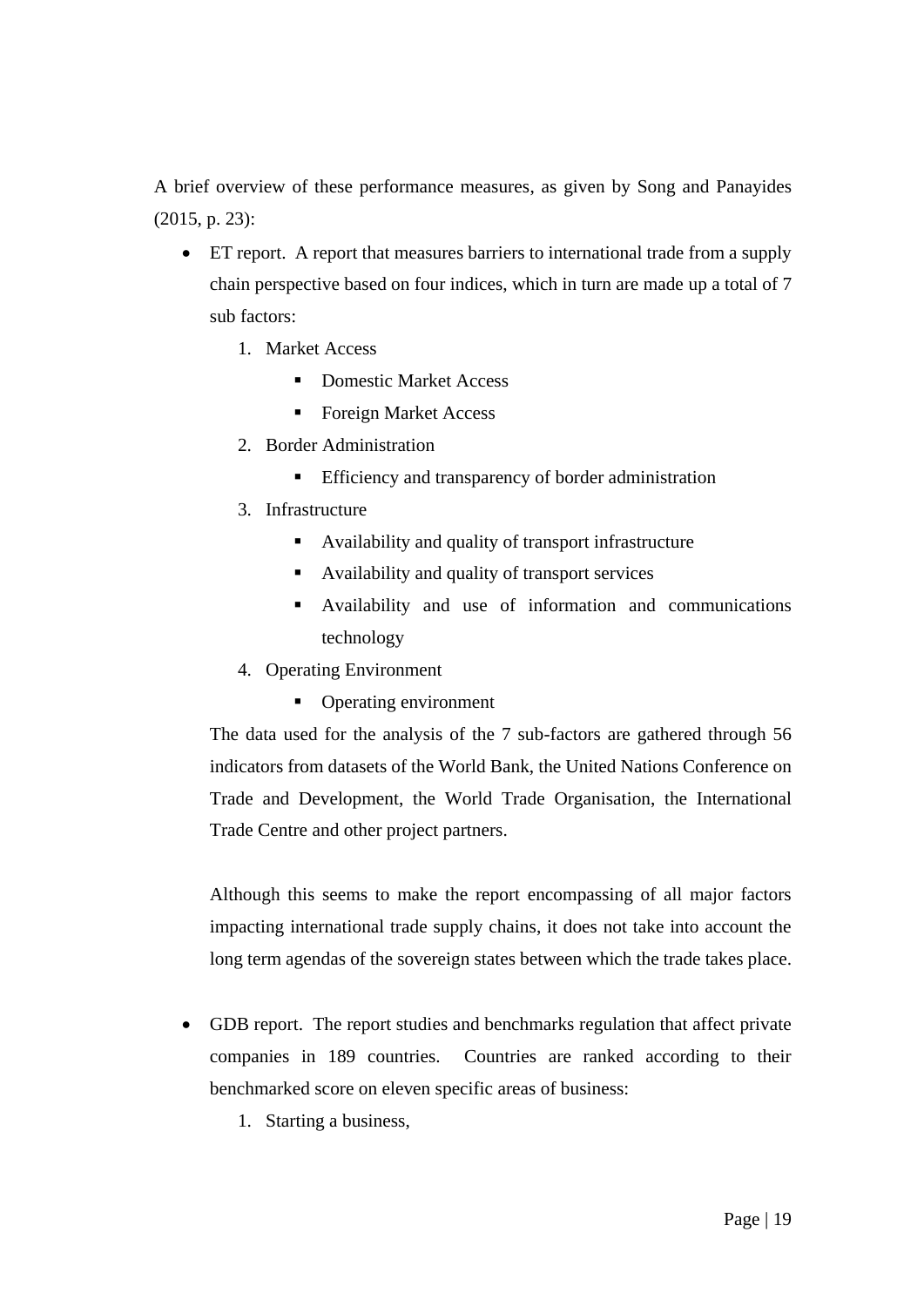A brief overview of these performance measures, as given by Song and Panayides (2015, p. 23):

- ET report.  A report that measures barriers to international trade from a supply chain perspective based on four indices, which in turn are made up a total of 7 sub factors:
    1. Market Access
        - Domestic Market Access
        - Foreign Market Access
    2. Border Administration
        - Efficiency and transparency of border administration
    3. Infrastructure
        - Availability and quality of transport infrastructure
        - Availability and quality of transport services
        - Availability and use of information and communications technology
    4. Operating Environment
        - Operating environment

    The data used for the analysis of the 7 sub-factors are gathered through 56 indicators from datasets of the World Bank, the United Nations Conference on Trade and Development, the World Trade Organisation, the International Trade Centre and other project partners.

    Although this seems to make the report encompassing of all major factors impacting international trade supply chains, it does not take into account the long term agendas of the sovereign states between which the trade takes place.

- GDB report.  The report studies and benchmarks regulation that affect private companies in 189 countries.  Countries are ranked according to their benchmarked score on eleven specific areas of business:
    1. Starting a business,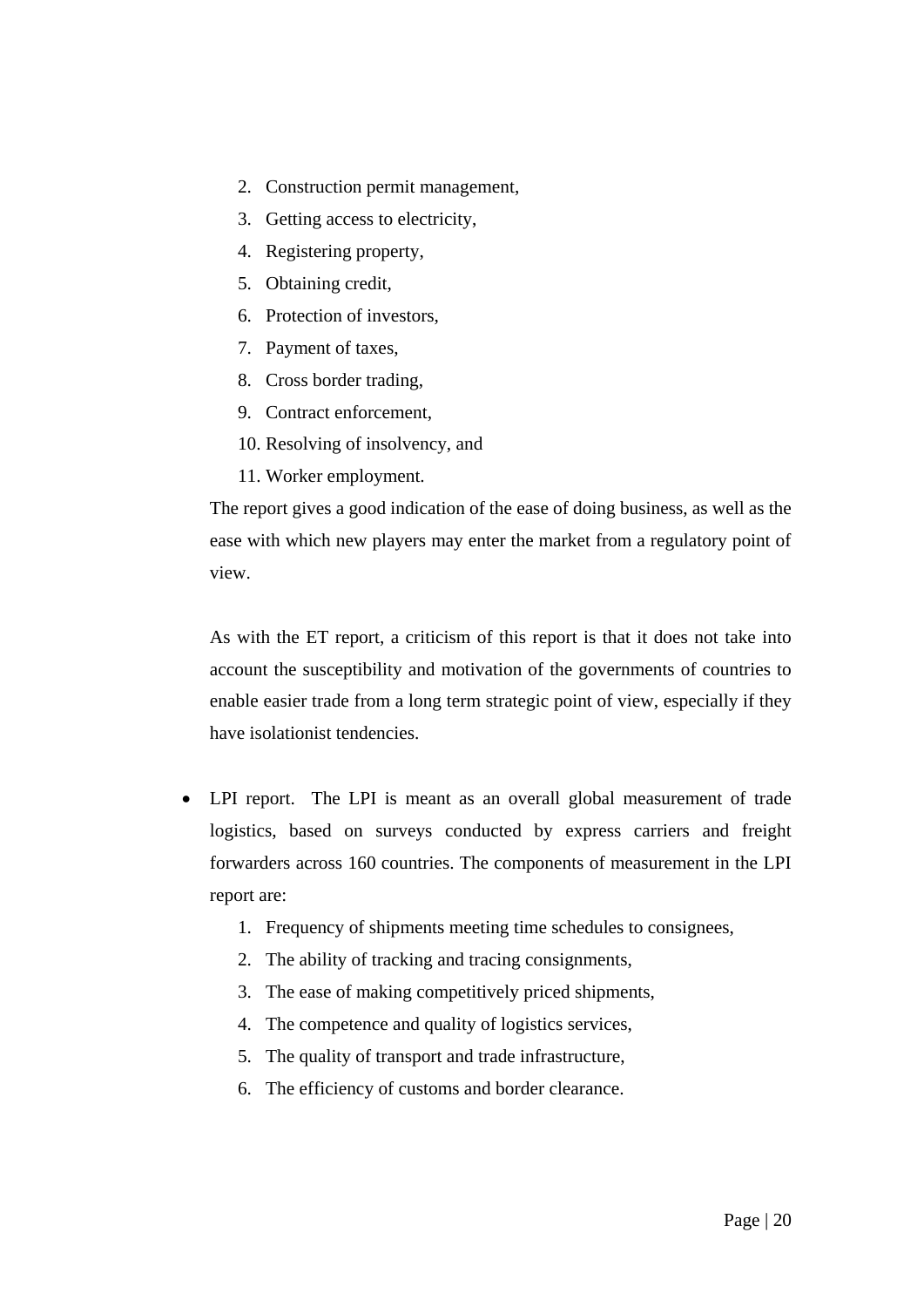2. Construction permit management,
3. Getting access to electricity,
4. Registering property,
5. Obtaining credit,
6. Protection of investors,
7. Payment of taxes,
8. Cross border trading,
9. Contract enforcement,
10. Resolving of insolvency, and
11. Worker employment.

The report gives a good indication of the ease of doing business, as well as the ease with which new players may enter the market from a regulatory point of view.

As with the ET report, a criticism of this report is that it does not take into account the susceptibility and motivation of the governments of countries to enable easier trade from a long term strategic point of view, especially if they have isolationist tendencies.

- LPI report. The LPI is meant as an overall global measurement of trade logistics, based on surveys conducted by express carriers and freight forwarders across 160 countries. The components of measurement in the LPI report are:
  1. Frequency of shipments meeting time schedules to consignees,
  2. The ability of tracking and tracing consignments,
  3. The ease of making competitively priced shipments,
  4. The competence and quality of logistics services,
  5. The quality of transport and trade infrastructure,
  6. The efficiency of customs and border clearance.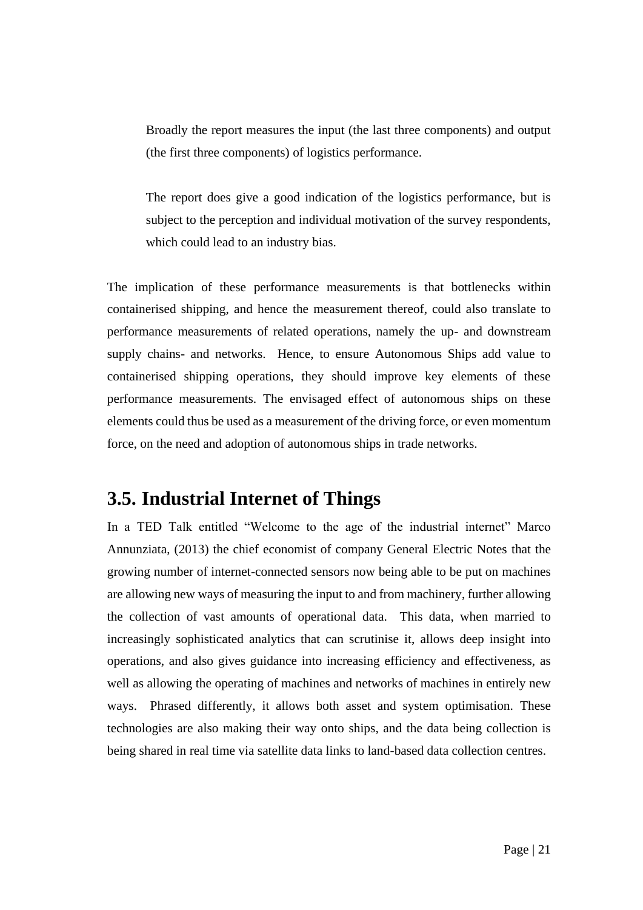> Broadly the report measures the input (the last three components) and output (the first three components) of logistics performance.
>
> The report does give a good indication of the logistics performance, but is subject to the perception and individual motivation of the survey respondents, which could lead to an industry bias.

The implication of these performance measurements is that bottlenecks within containerised shipping, and hence the measurement thereof, could also translate to performance measurements of related operations, namely the up- and downstream supply chains- and networks. Hence, to ensure Autonomous Ships add value to containerised shipping operations, they should improve key elements of these performance measurements. The envisaged effect of autonomous ships on these elements could thus be used as a measurement of the driving force, or even momentum force, on the need and adoption of autonomous ships in trade networks.

## 3.5. Industrial Internet of Things

In a TED Talk entitled "Welcome to the age of the industrial internet" Marco Annunziata, (2013) the chief economist of company General Electric Notes that the growing number of internet-connected sensors now being able to be put on machines are allowing new ways of measuring the input to and from machinery, further allowing the collection of vast amounts of operational data. This data, when married to increasingly sophisticated analytics that can scrutinise it, allows deep insight into operations, and also gives guidance into increasing efficiency and effectiveness, as well as allowing the operating of machines and networks of machines in entirely new ways. Phrased differently, it allows both asset and system optimisation. These technologies are also making their way onto ships, and the data being collection is being shared in real time via satellite data links to land-based data collection centres.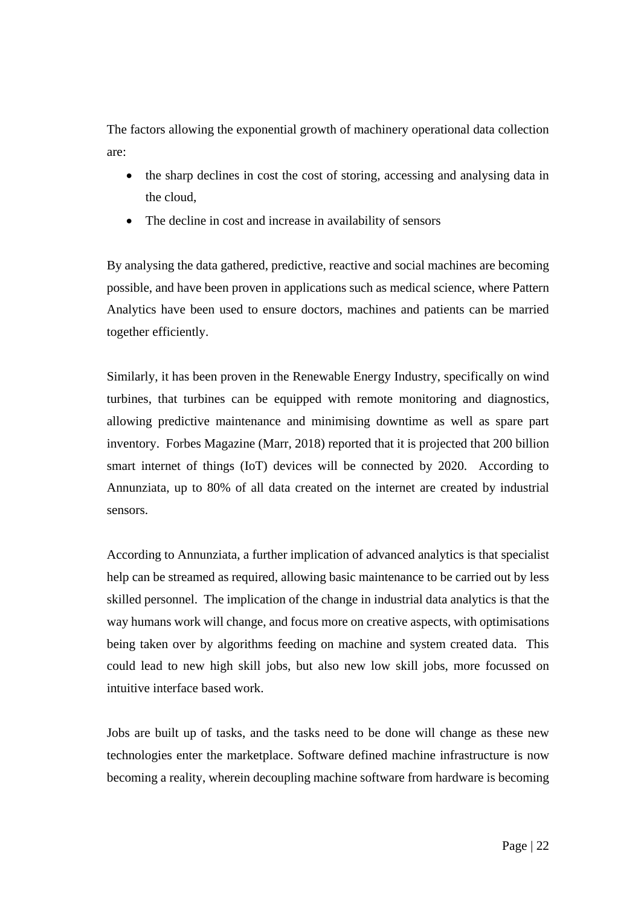The factors allowing the exponential growth of machinery operational data collection are:

- the sharp declines in cost the cost of storing, accessing and analysing data in the cloud,
- The decline in cost and increase in availability of sensors

By analysing the data gathered, predictive, reactive and social machines are becoming possible, and have been proven in applications such as medical science, where Pattern Analytics have been used to ensure doctors, machines and patients can be married together efficiently.

Similarly, it has been proven in the Renewable Energy Industry, specifically on wind turbines, that turbines can be equipped with remote monitoring and diagnostics, allowing predictive maintenance and minimising downtime as well as spare part inventory. Forbes Magazine (Marr, 2018) reported that it is projected that 200 billion smart internet of things (IoT) devices will be connected by 2020. According to Annunziata, up to 80% of all data created on the internet are created by industrial sensors.

According to Annunziata, a further implication of advanced analytics is that specialist help can be streamed as required, allowing basic maintenance to be carried out by less skilled personnel. The implication of the change in industrial data analytics is that the way humans work will change, and focus more on creative aspects, with optimisations being taken over by algorithms feeding on machine and system created data. This could lead to new high skill jobs, but also new low skill jobs, more focussed on intuitive interface based work.

Jobs are built up of tasks, and the tasks need to be done will change as these new technologies enter the marketplace. Software defined machine infrastructure is now becoming a reality, wherein decoupling machine software from hardware is becoming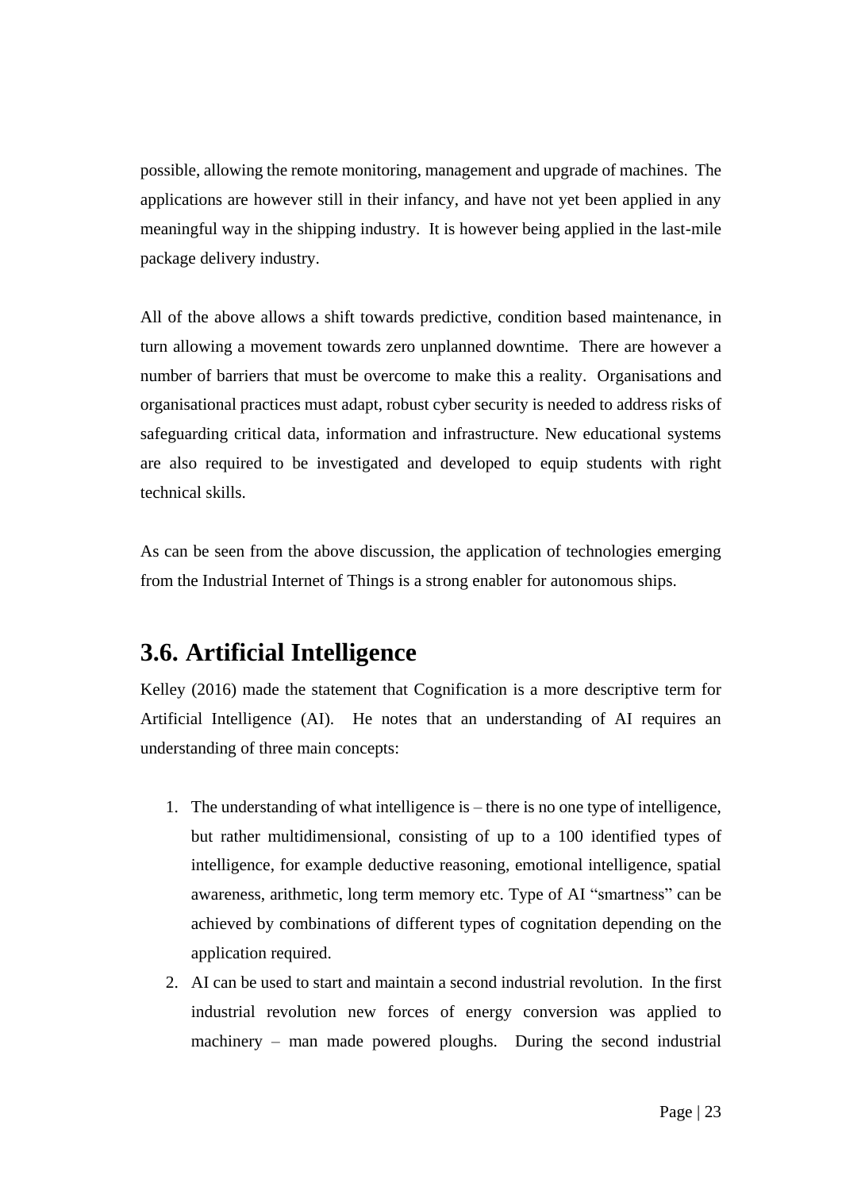possible, allowing the remote monitoring, management and upgrade of machines. The applications are however still in their infancy, and have not yet been applied in any meaningful way in the shipping industry. It is however being applied in the last-mile package delivery industry.

All of the above allows a shift towards predictive, condition based maintenance, in turn allowing a movement towards zero unplanned downtime. There are however a number of barriers that must be overcome to make this a reality. Organisations and organisational practices must adapt, robust cyber security is needed to address risks of safeguarding critical data, information and infrastructure. New educational systems are also required to be investigated and developed to equip students with right technical skills.

As can be seen from the above discussion, the application of technologies emerging from the Industrial Internet of Things is a strong enabler for autonomous ships.

## 3.6. Artificial Intelligence

Kelley (2016) made the statement that Cognification is a more descriptive term for Artificial Intelligence (AI). He notes that an understanding of AI requires an understanding of three main concepts:

1. The understanding of what intelligence is – there is no one type of intelligence, but rather multidimensional, consisting of up to a 100 identified types of intelligence, for example deductive reasoning, emotional intelligence, spatial awareness, arithmetic, long term memory etc. Type of AI "smartness" can be achieved by combinations of different types of cognitation depending on the application required.
2. AI can be used to start and maintain a second industrial revolution. In the first industrial revolution new forces of energy conversion was applied to machinery – man made powered ploughs. During the second industrial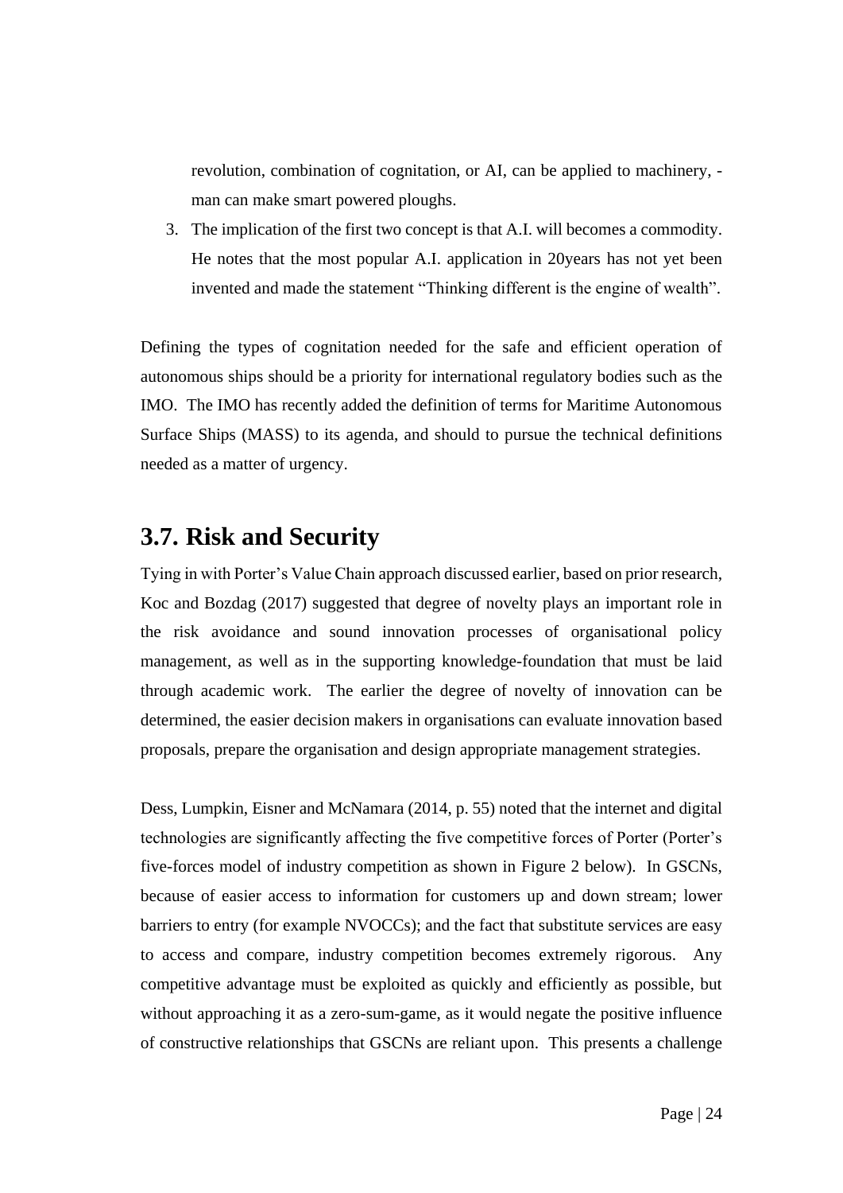revolution, combination of cognitation, or AI, can be applied to machinery, - man can make smart powered ploughs.

3. The implication of the first two concept is that A.I. will becomes a commodity. He notes that the most popular A.I. application in 20years has not yet been invented and made the statement "Thinking different is the engine of wealth".

Defining the types of cognitation needed for the safe and efficient operation of autonomous ships should be a priority for international regulatory bodies such as the IMO. The IMO has recently added the definition of terms for Maritime Autonomous Surface Ships (MASS) to its agenda, and should to pursue the technical definitions needed as a matter of urgency.

## 3.7. Risk and Security

Tying in with Porter's Value Chain approach discussed earlier, based on prior research, Koc and Bozdag (2017) suggested that degree of novelty plays an important role in the risk avoidance and sound innovation processes of organisational policy management, as well as in the supporting knowledge-foundation that must be laid through academic work. The earlier the degree of novelty of innovation can be determined, the easier decision makers in organisations can evaluate innovation based proposals, prepare the organisation and design appropriate management strategies.

Dess, Lumpkin, Eisner and McNamara (2014, p. 55) noted that the internet and digital technologies are significantly affecting the five competitive forces of Porter (Porter's five-forces model of industry competition as shown in Figure 2 below). In GSCNs, because of easier access to information for customers up and down stream; lower barriers to entry (for example NVOCCs); and the fact that substitute services are easy to access and compare, industry competition becomes extremely rigorous. Any competitive advantage must be exploited as quickly and efficiently as possible, but without approaching it as a zero-sum-game, as it would negate the positive influence of constructive relationships that GSCNs are reliant upon. This presents a challenge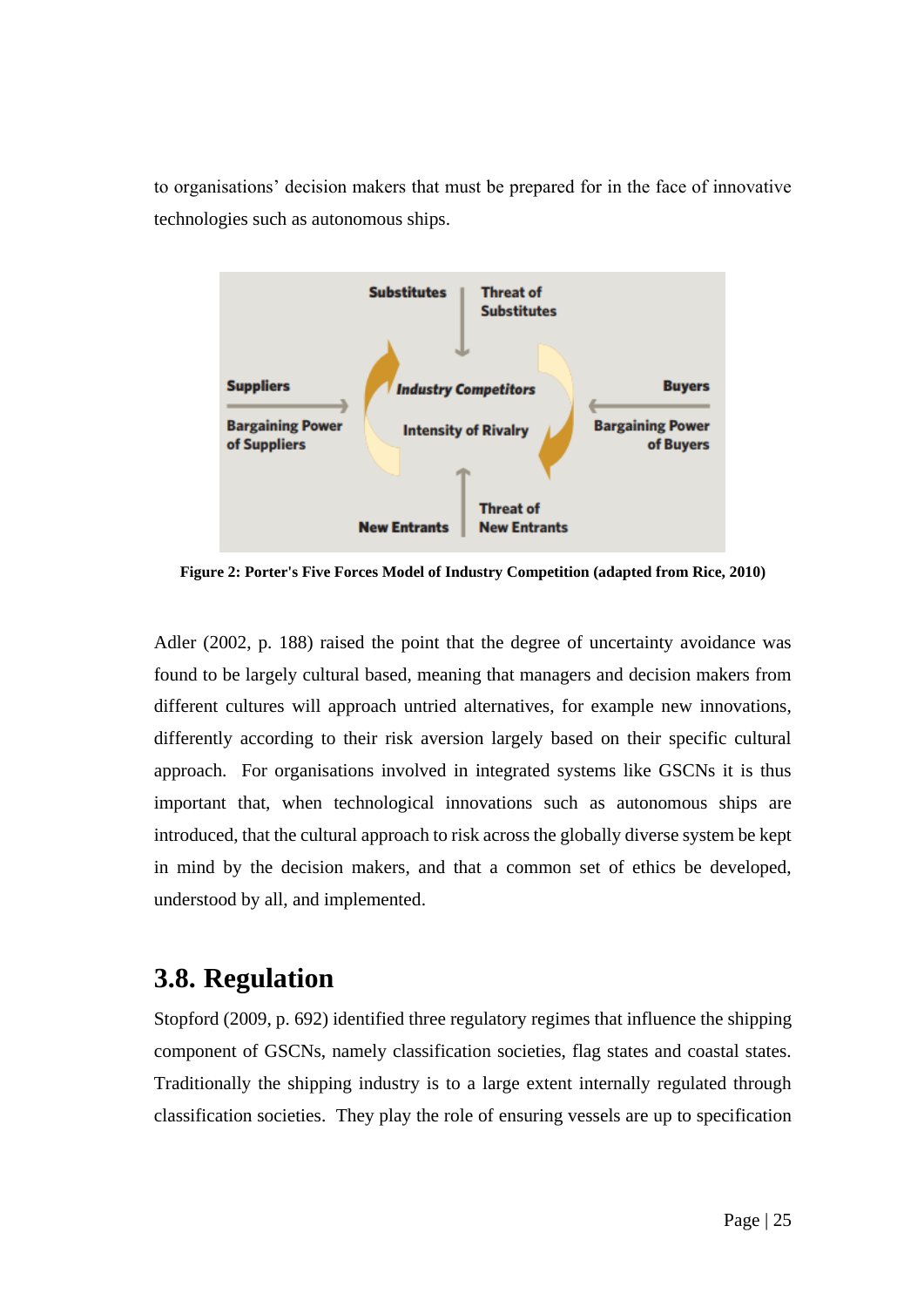to organisations' decision makers that must be prepared for in the face of innovative technologies such as autonomous ships.

Figure 2: Porter's Five Forces Model of Industry Competition (adapted from Rice, 2010)

Adler (2002, p. 188) raised the point that the degree of uncertainty avoidance was found to be largely cultural based, meaning that managers and decision makers from different cultures will approach untried alternatives, for example new innovations, differently according to their risk aversion largely based on their specific cultural approach. For organisations involved in integrated systems like GSCNs it is thus important that, when technological innovations such as autonomous ships are introduced, that the cultural approach to risk across the globally diverse system be kept in mind by the decision makers, and that a common set of ethics be developed, understood by all, and implemented.

## 3.8. Regulation

Stopford (2009, p. 692) identified three regulatory regimes that influence the shipping component of GSCNs, namely classification societies, flag states and coastal states. Traditionally the shipping industry is to a large extent internally regulated through classification societies. They play the role of ensuring vessels are up to specification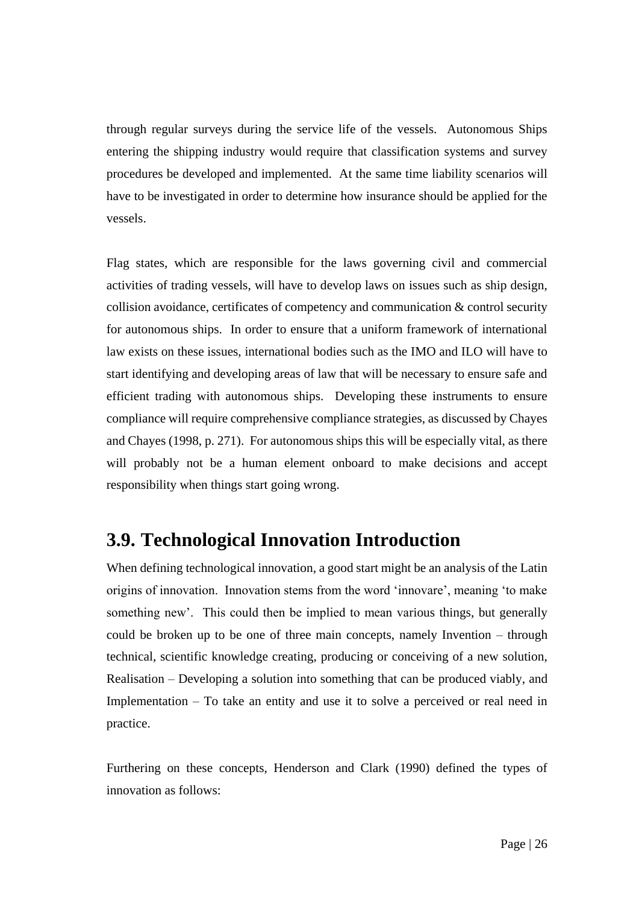through regular surveys during the service life of the vessels. Autonomous Ships entering the shipping industry would require that classification systems and survey procedures be developed and implemented. At the same time liability scenarios will have to be investigated in order to determine how insurance should be applied for the vessels.

Flag states, which are responsible for the laws governing civil and commercial activities of trading vessels, will have to develop laws on issues such as ship design, collision avoidance, certificates of competency and communication & control security for autonomous ships. In order to ensure that a uniform framework of international law exists on these issues, international bodies such as the IMO and ILO will have to start identifying and developing areas of law that will be necessary to ensure safe and efficient trading with autonomous ships. Developing these instruments to ensure compliance will require comprehensive compliance strategies, as discussed by Chayes and Chayes (1998, p. 271). For autonomous ships this will be especially vital, as there will probably not be a human element onboard to make decisions and accept responsibility when things start going wrong.

## 3.9. Technological Innovation Introduction

When defining technological innovation, a good start might be an analysis of the Latin origins of innovation. Innovation stems from the word 'innovare', meaning 'to make something new'. This could then be implied to mean various things, but generally could be broken up to be one of three main concepts, namely Invention – through technical, scientific knowledge creating, producing or conceiving of a new solution, Realisation – Developing a solution into something that can be produced viably, and Implementation – To take an entity and use it to solve a perceived or real need in practice.

Furthering on these concepts, Henderson and Clark (1990) defined the types of innovation as follows: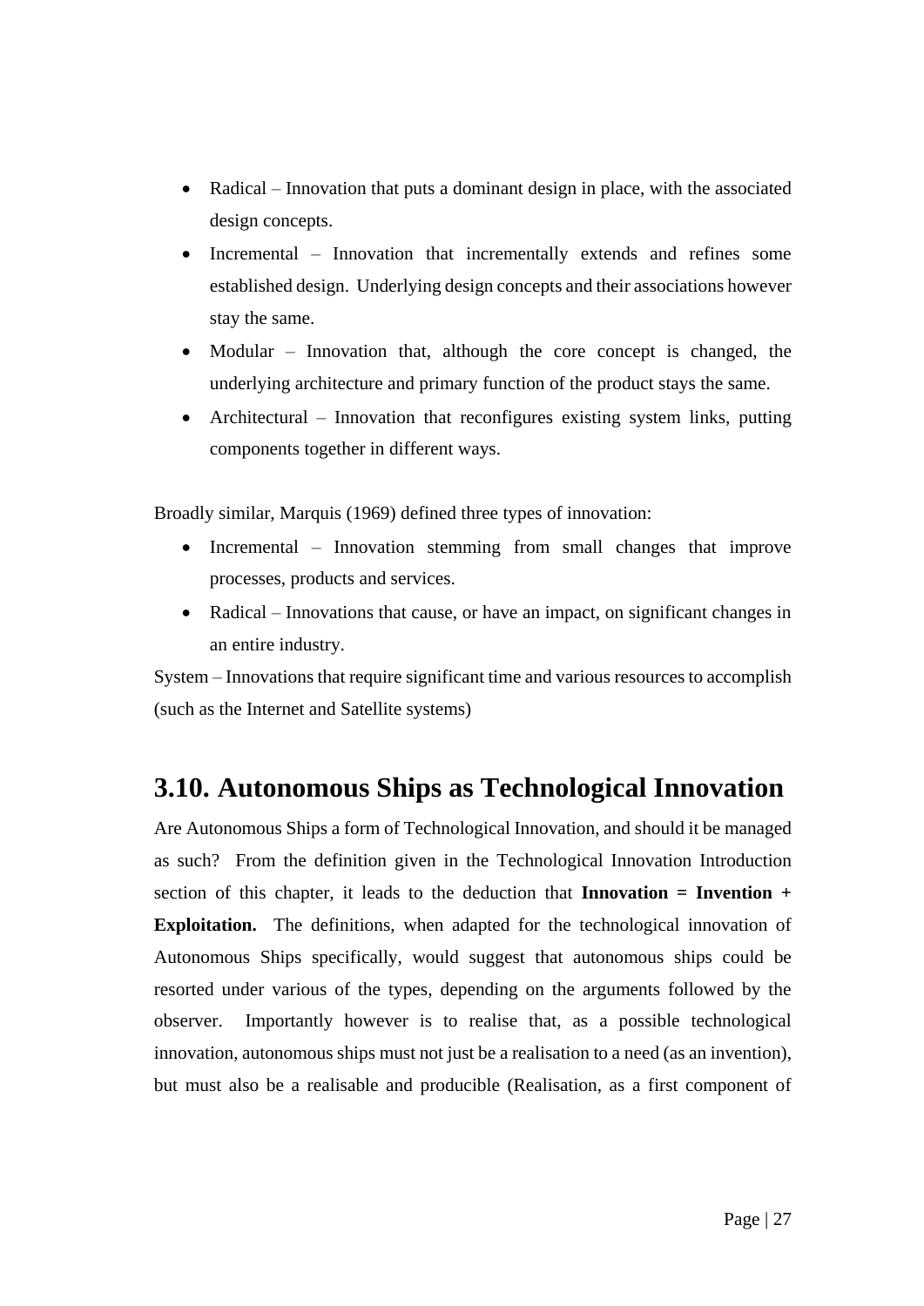- Radical – Innovation that puts a dominant design in place, with the associated design concepts.
- Incremental – Innovation that incrementally extends and refines some established design. Underlying design concepts and their associations however stay the same.
- Modular – Innovation that, although the core concept is changed, the underlying architecture and primary function of the product stays the same.
- Architectural – Innovation that reconfigures existing system links, putting components together in different ways.

Broadly similar, Marquis (1969) defined three types of innovation:

- Incremental – Innovation stemming from small changes that improve processes, products and services.
- Radical – Innovations that cause, or have an impact, on significant changes in an entire industry.

System – Innovations that require significant time and various resources to accomplish (such as the Internet and Satellite systems)

## 3.10. Autonomous Ships as Technological Innovation

Are Autonomous Ships a form of Technological Innovation, and should it be managed as such? From the definition given in the Technological Innovation Introduction section of this chapter, it leads to the deduction that **Innovation = Invention + Exploitation.** The definitions, when adapted for the technological innovation of Autonomous Ships specifically, would suggest that autonomous ships could be resorted under various of the types, depending on the arguments followed by the observer. Importantly however is to realise that, as a possible technological innovation, autonomous ships must not just be a realisation to a need (as an invention), but must also be a realisable and producible (Realisation, as a first component of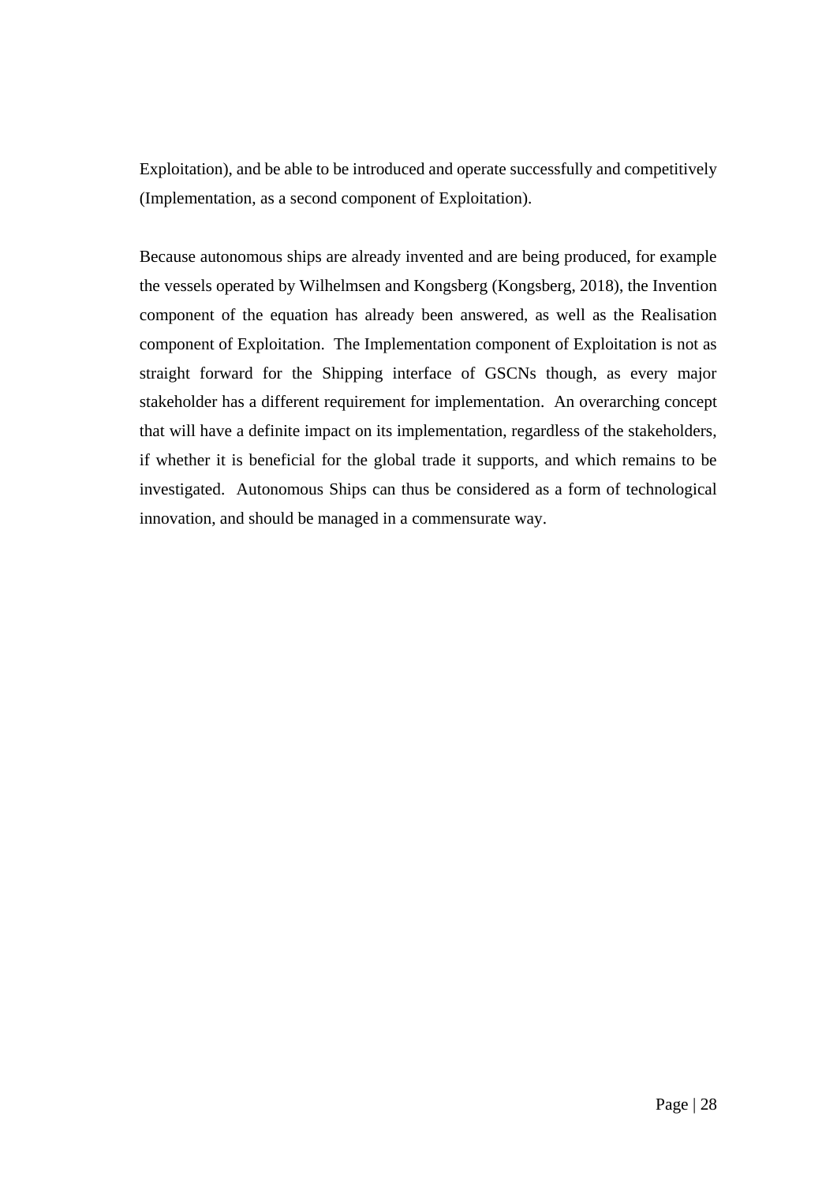Exploitation), and be able to be introduced and operate successfully and competitively (Implementation, as a second component of Exploitation).

Because autonomous ships are already invented and are being produced, for example the vessels operated by Wilhelmsen and Kongsberg (Kongsberg, 2018), the Invention component of the equation has already been answered, as well as the Realisation component of Exploitation. The Implementation component of Exploitation is not as straight forward for the Shipping interface of GSCNs though, as every major stakeholder has a different requirement for implementation. An overarching concept that will have a definite impact on its implementation, regardless of the stakeholders, if whether it is beneficial for the global trade it supports, and which remains to be investigated. Autonomous Ships can thus be considered as a form of technological innovation, and should be managed in a commensurate way.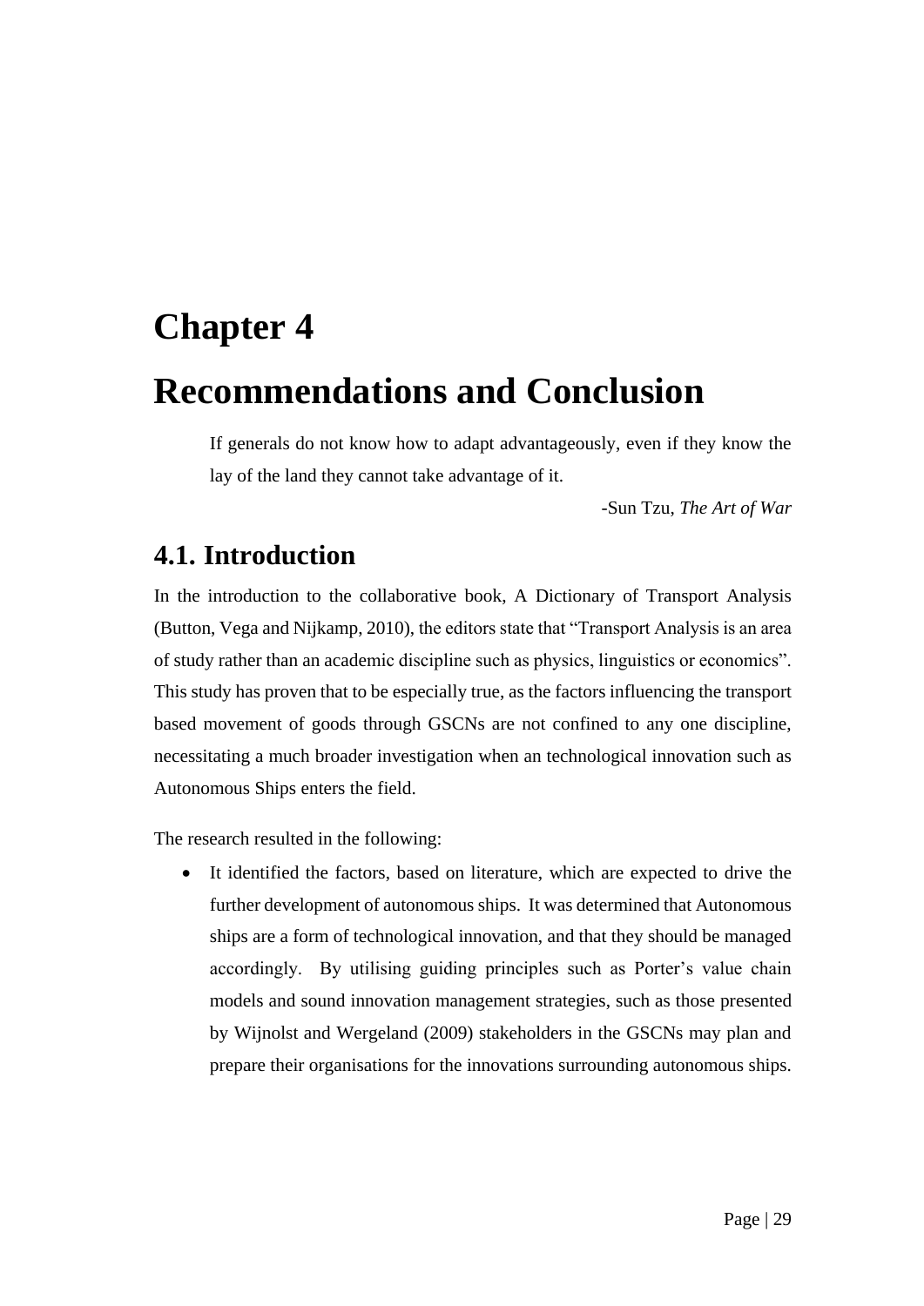# Chapter 4

# Recommendations and Conclusion

> If generals do not know how to adapt advantageously, even if they know the lay of the land they cannot take advantage of it.
>
> -Sun Tzu, *The Art of War*

## 4.1. Introduction

In the introduction to the collaborative book, A Dictionary of Transport Analysis (Button, Vega and Nijkamp, 2010), the editors state that "Transport Analysis is an area of study rather than an academic discipline such as physics, linguistics or economics". This study has proven that to be especially true, as the factors influencing the transport based movement of goods through GSCNs are not confined to any one discipline, necessitating a much broader investigation when an technological innovation such as Autonomous Ships enters the field.

The research resulted in the following:

- It identified the factors, based on literature, which are expected to drive the further development of autonomous ships. It was determined that Autonomous ships are a form of technological innovation, and that they should be managed accordingly. By utilising guiding principles such as Porter's value chain models and sound innovation management strategies, such as those presented by Wijnolst and Wergeland (2009) stakeholders in the GSCNs may plan and prepare their organisations for the innovations surrounding autonomous ships.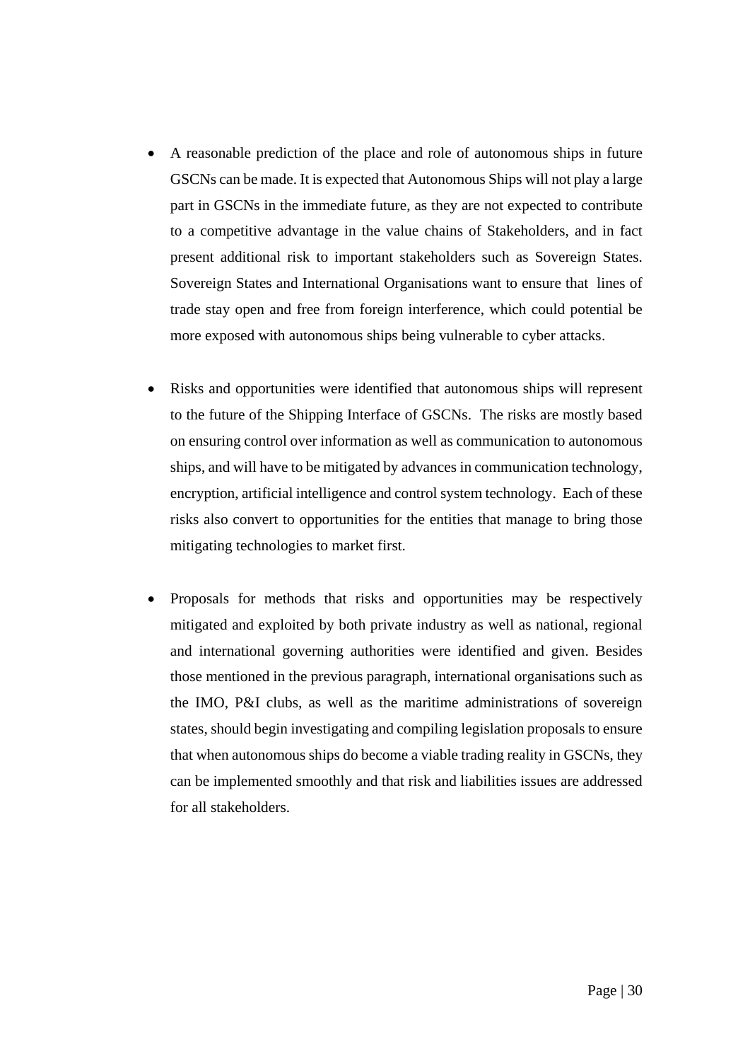- A reasonable prediction of the place and role of autonomous ships in future GSCNs can be made. It is expected that Autonomous Ships will not play a large part in GSCNs in the immediate future, as they are not expected to contribute to a competitive advantage in the value chains of Stakeholders, and in fact present additional risk to important stakeholders such as Sovereign States. Sovereign States and International Organisations want to ensure that lines of trade stay open and free from foreign interference, which could potential be more exposed with autonomous ships being vulnerable to cyber attacks.

- Risks and opportunities were identified that autonomous ships will represent to the future of the Shipping Interface of GSCNs. The risks are mostly based on ensuring control over information as well as communication to autonomous ships, and will have to be mitigated by advances in communication technology, encryption, artificial intelligence and control system technology. Each of these risks also convert to opportunities for the entities that manage to bring those mitigating technologies to market first.

- Proposals for methods that risks and opportunities may be respectively mitigated and exploited by both private industry as well as national, regional and international governing authorities were identified and given. Besides those mentioned in the previous paragraph, international organisations such as the IMO, P&I clubs, as well as the maritime administrations of sovereign states, should begin investigating and compiling legislation proposals to ensure that when autonomous ships do become a viable trading reality in GSCNs, they can be implemented smoothly and that risk and liabilities issues are addressed for all stakeholders.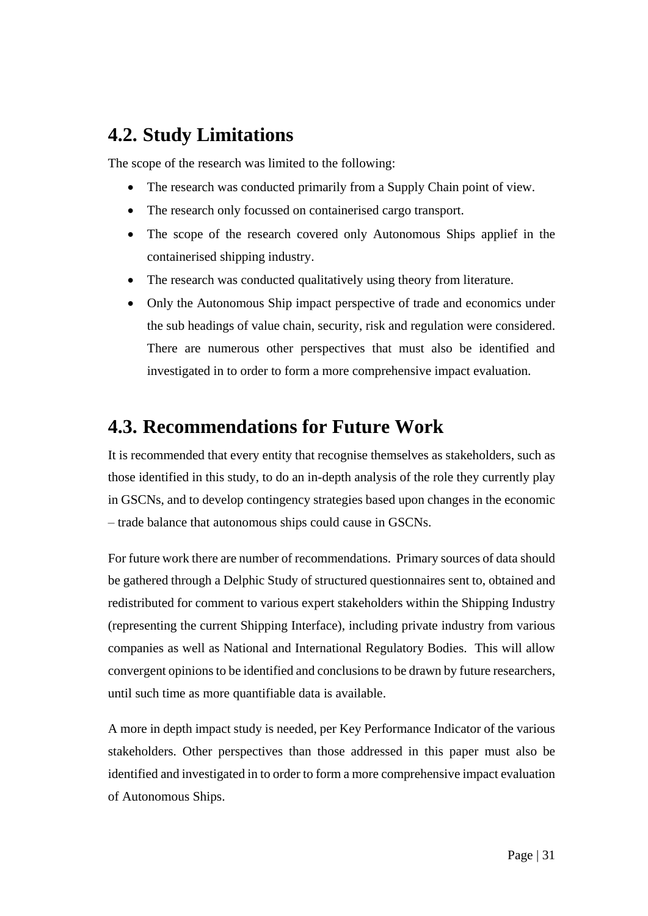## 4.2. Study Limitations

The scope of the research was limited to the following:

- The research was conducted primarily from a Supply Chain point of view.
- The research only focussed on containerised cargo transport.
- The scope of the research covered only Autonomous Ships applief in the containerised shipping industry.
- The research was conducted qualitatively using theory from literature.
- Only the Autonomous Ship impact perspective of trade and economics under the sub headings of value chain, security, risk and regulation were considered. There are numerous other perspectives that must also be identified and investigated in to order to form a more comprehensive impact evaluation.

## 4.3. Recommendations for Future Work

It is recommended that every entity that recognise themselves as stakeholders, such as those identified in this study, to do an in-depth analysis of the role they currently play in GSCNs, and to develop contingency strategies based upon changes in the economic – trade balance that autonomous ships could cause in GSCNs.

For future work there are number of recommendations. Primary sources of data should be gathered through a Delphic Study of structured questionnaires sent to, obtained and redistributed for comment to various expert stakeholders within the Shipping Industry (representing the current Shipping Interface), including private industry from various companies as well as National and International Regulatory Bodies. This will allow convergent opinions to be identified and conclusions to be drawn by future researchers, until such time as more quantifiable data is available.

A more in depth impact study is needed, per Key Performance Indicator of the various stakeholders. Other perspectives than those addressed in this paper must also be identified and investigated in to order to form a more comprehensive impact evaluation of Autonomous Ships.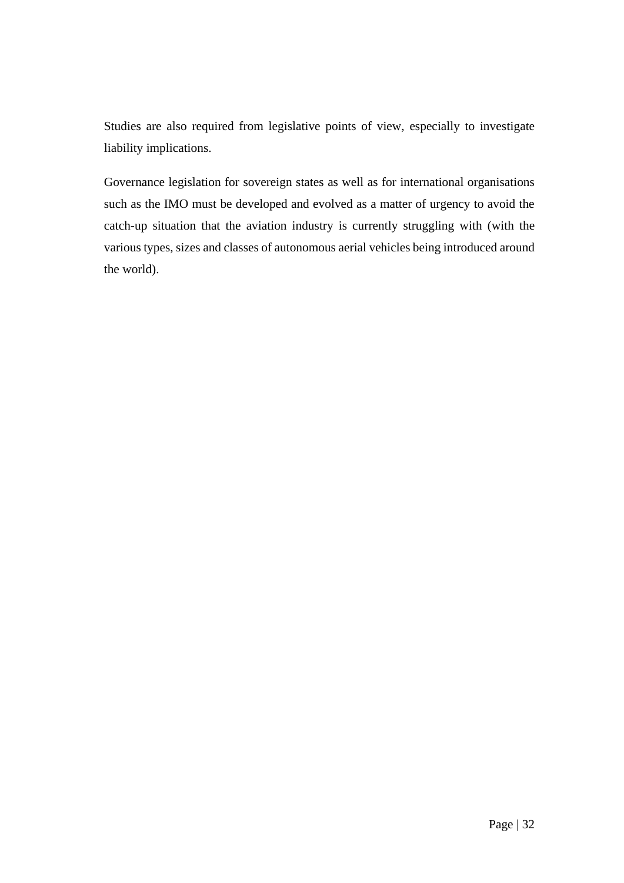Studies are also required from legislative points of view, especially to investigate liability implications.

Governance legislation for sovereign states as well as for international organisations such as the IMO must be developed and evolved as a matter of urgency to avoid the catch-up situation that the aviation industry is currently struggling with (with the various types, sizes and classes of autonomous aerial vehicles being introduced around the world).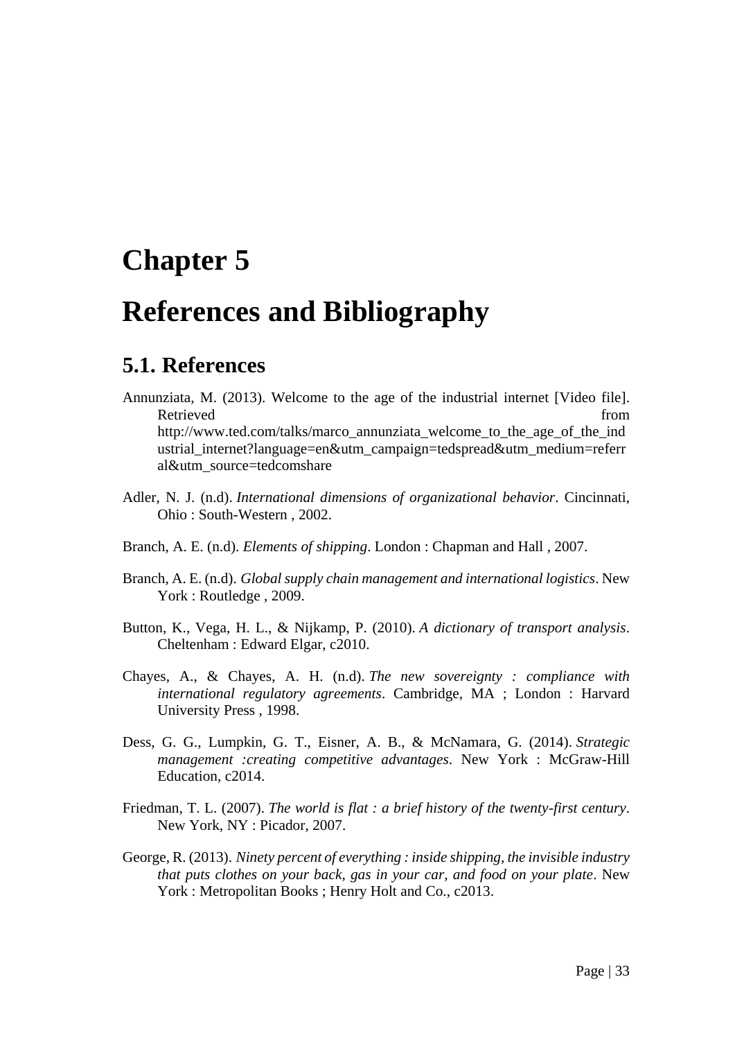# Chapter 5

# References and Bibliography

## 5.1. References

Annunziata, M. (2013). Welcome to the age of the industrial internet [Video file]. Retrieved from http://www.ted.com/talks/marco_annunziata_welcome_to_the_age_of_the_industrial_internet?language=en&utm_campaign=tedspread&utm_medium=referral&utm_source=tedcomshare

Adler, N. J. (n.d). *International dimensions of organizational behavior*. Cincinnati, Ohio : South-Western , 2002.

Branch, A. E. (n.d). *Elements of shipping*. London : Chapman and Hall , 2007.

Branch, A. E. (n.d). *Global supply chain management and international logistics*. New York : Routledge , 2009.

Button, K., Vega, H. L., & Nijkamp, P. (2010). *A dictionary of transport analysis*. Cheltenham : Edward Elgar, c2010.

Chayes, A., & Chayes, A. H. (n.d). *The new sovereignty : compliance with international regulatory agreements*. Cambridge, MA ; London : Harvard University Press , 1998.

Dess, G. G., Lumpkin, G. T., Eisner, A. B., & McNamara, G. (2014). *Strategic management :creating competitive advantages*. New York : McGraw-Hill Education, c2014.

Friedman, T. L. (2007). *The world is flat : a brief history of the twenty-first century*. New York, NY : Picador, 2007.

George, R. (2013). *Ninety percent of everything : inside shipping, the invisible industry that puts clothes on your back, gas in your car, and food on your plate*. New York : Metropolitan Books ; Henry Holt and Co., c2013.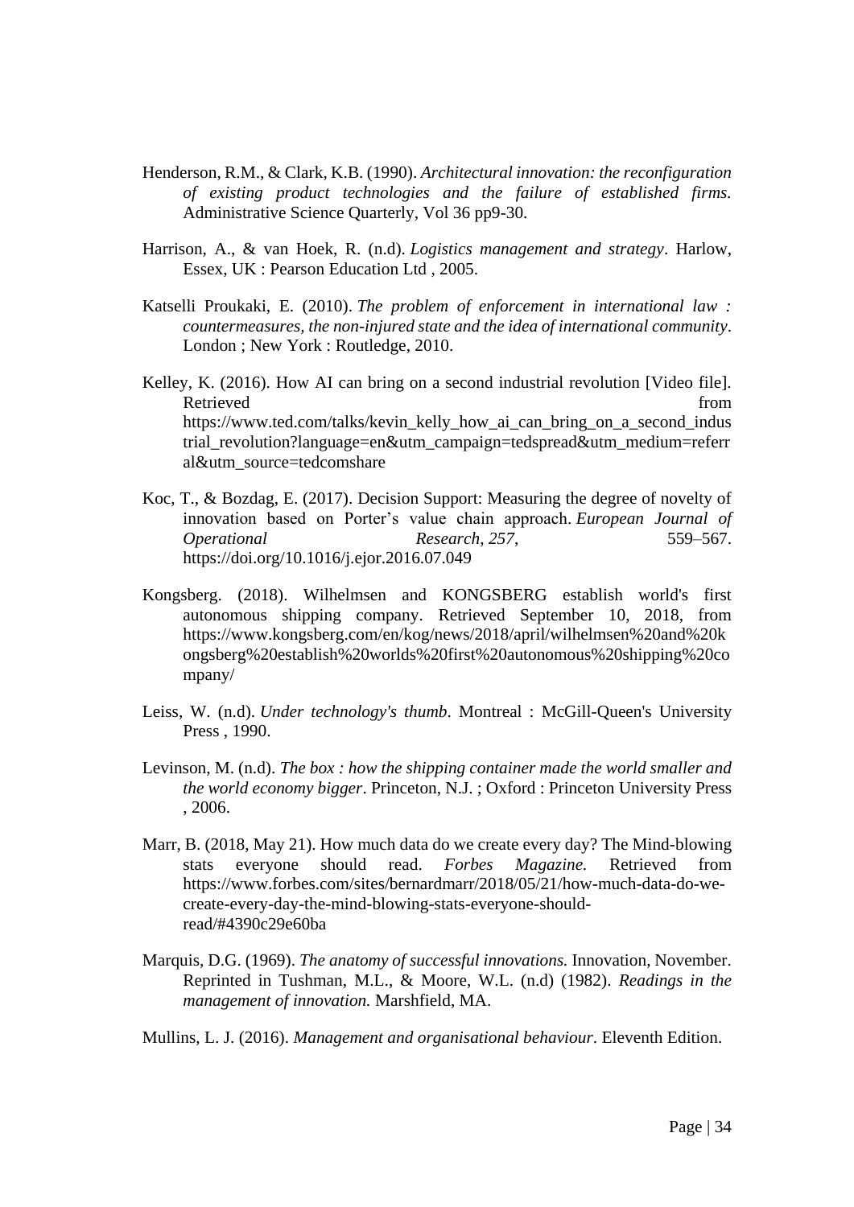Henderson, R.M., & Clark, K.B. (1990). *Architectural innovation: the reconfiguration of existing product technologies and the failure of established firms.* Administrative Science Quarterly, Vol 36 pp9-30.

Harrison, A., & van Hoek, R. (n.d). *Logistics management and strategy*. Harlow, Essex, UK : Pearson Education Ltd , 2005.

Katselli Proukaki, E. (2010). *The problem of enforcement in international law : countermeasures, the non-injured state and the idea of international community*. London ; New York : Routledge, 2010.

Kelley, K. (2016). How AI can bring on a second industrial revolution [Video file]. Retrieved from https://www.ted.com/talks/kevin_kelly_how_ai_can_bring_on_a_second_industrial_revolution?language=en&utm_campaign=tedspread&utm_medium=referral&utm_source=tedcomshare

Koc, T., & Bozdag, E. (2017). Decision Support: Measuring the degree of novelty of innovation based on Porter's value chain approach. *European Journal of Operational Research*, *257*, 559–567. https://doi.org/10.1016/j.ejor.2016.07.049

Kongsberg. (2018). Wilhelmsen and KONGSBERG establish world's first autonomous shipping company. Retrieved September 10, 2018, from https://www.kongsberg.com/en/kog/news/2018/april/wilhelmsen%20and%20kongsberg%20establish%20worlds%20first%20autonomous%20shipping%20company/

Leiss, W. (n.d). *Under technology's thumb*. Montreal : McGill-Queen's University Press , 1990.

Levinson, M. (n.d). *The box : how the shipping container made the world smaller and the world economy bigger*. Princeton, N.J. ; Oxford : Princeton University Press , 2006.

Marr, B. (2018, May 21). How much data do we create every day? The Mind-blowing stats everyone should read. *Forbes Magazine.* Retrieved from https://www.forbes.com/sites/bernardmarr/2018/05/21/how-much-data-do-we-create-every-day-the-mind-blowing-stats-everyone-should-read/#4390c29e60ba

Marquis, D.G. (1969). *The anatomy of successful innovations.* Innovation, November. Reprinted in Tushman, M.L., & Moore, W.L. (n.d) (1982). *Readings in the management of innovation.* Marshfield, MA.

Mullins, L. J. (2016). *Management and organisational behaviour*. Eleventh Edition.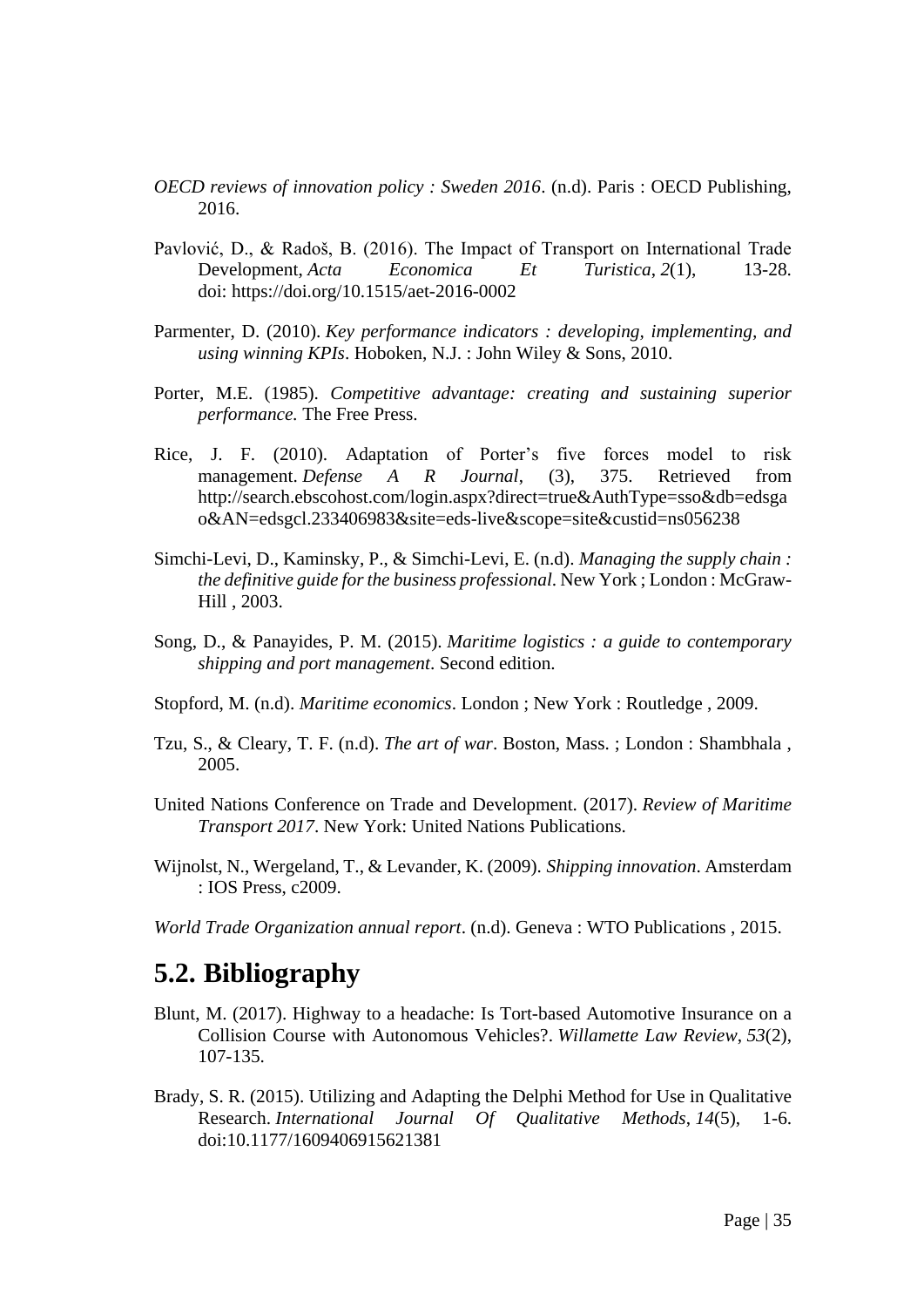*OECD reviews of innovation policy : Sweden 2016*. (n.d). Paris : OECD Publishing, 2016.

Pavlović, D., & Radoš, B. (2016). The Impact of Transport on International Trade Development, *Acta Economica Et Turistica*, *2*(1), 13-28. doi: https://doi.org/10.1515/aet-2016-0002

Parmenter, D. (2010). *Key performance indicators : developing, implementing, and using winning KPIs*. Hoboken, N.J. : John Wiley & Sons, 2010.

Porter, M.E. (1985). *Competitive advantage: creating and sustaining superior performance.* The Free Press.

Rice, J. F. (2010). Adaptation of Porter's five forces model to risk management. *Defense A R Journal*, (3), 375. Retrieved from http://search.ebscohost.com/login.aspx?direct=true&AuthType=sso&db=edsgao&AN=edsgcl.233406983&site=eds-live&scope=site&custid=ns056238

Simchi-Levi, D., Kaminsky, P., & Simchi-Levi, E. (n.d). *Managing the supply chain : the definitive guide for the business professional*. New York ; London : McGraw-Hill , 2003.

Song, D., & Panayides, P. M. (2015). *Maritime logistics : a guide to contemporary shipping and port management*. Second edition.

Stopford, M. (n.d). *Maritime economics*. London ; New York : Routledge , 2009.

Tzu, S., & Cleary, T. F. (n.d). *The art of war*. Boston, Mass. ; London : Shambhala , 2005.

United Nations Conference on Trade and Development. (2017). *Review of Maritime Transport 2017*. New York: United Nations Publications.

Wijnolst, N., Wergeland, T., & Levander, K. (2009). *Shipping innovation*. Amsterdam : IOS Press, c2009.

*World Trade Organization annual report*. (n.d). Geneva : WTO Publications , 2015.

## 5.2. Bibliography

Blunt, M. (2017). Highway to a headache: Is Tort-based Automotive Insurance on a Collision Course with Autonomous Vehicles?. *Willamette Law Review*, *53*(2), 107-135.

Brady, S. R. (2015). Utilizing and Adapting the Delphi Method for Use in Qualitative Research. *International Journal Of Qualitative Methods*, *14*(5), 1-6. doi:10.1177/1609406915621381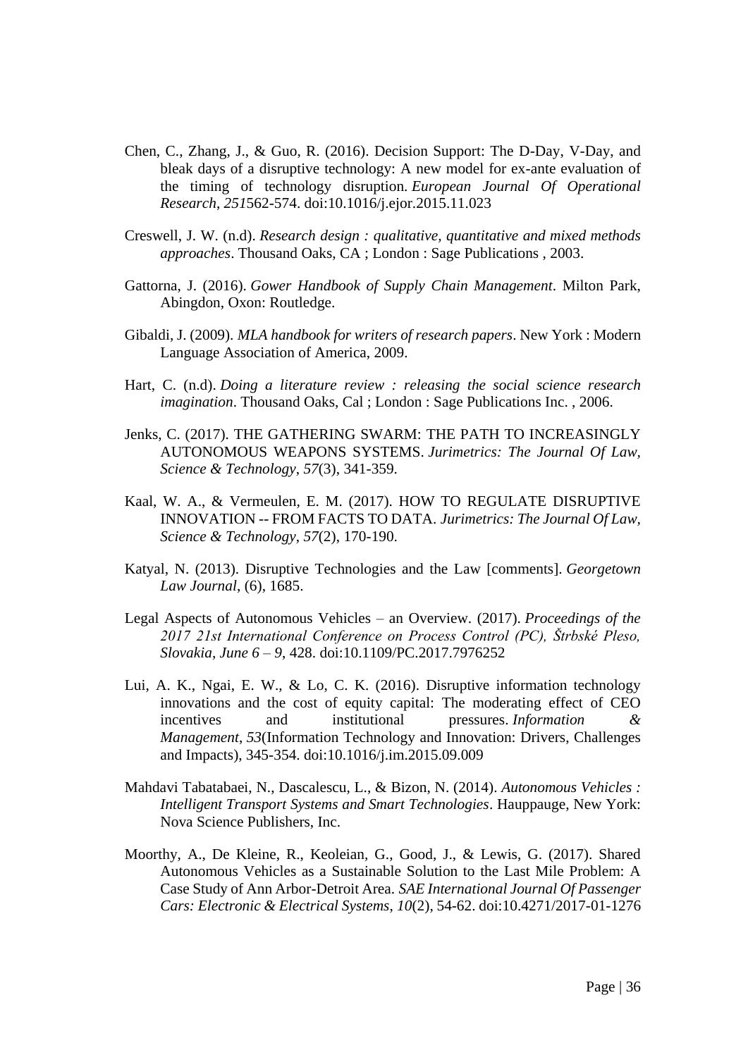Chen, C., Zhang, J., & Guo, R. (2016). Decision Support: The D-Day, V-Day, and bleak days of a disruptive technology: A new model for ex-ante evaluation of the timing of technology disruption. *European Journal Of Operational Research*, *251*562-574. doi:10.1016/j.ejor.2015.11.023

Creswell, J. W. (n.d). *Research design : qualitative, quantitative and mixed methods approaches*. Thousand Oaks, CA ; London : Sage Publications , 2003.

Gattorna, J. (2016). *Gower Handbook of Supply Chain Management*. Milton Park, Abingdon, Oxon: Routledge.

Gibaldi, J. (2009). *MLA handbook for writers of research papers*. New York : Modern Language Association of America, 2009.

Hart, C. (n.d). *Doing a literature review : releasing the social science research imagination*. Thousand Oaks, Cal ; London : Sage Publications Inc. , 2006.

Jenks, C. (2017). THE GATHERING SWARM: THE PATH TO INCREASINGLY AUTONOMOUS WEAPONS SYSTEMS. *Jurimetrics: The Journal Of Law, Science & Technology*, *57*(3), 341-359.

Kaal, W. A., & Vermeulen, E. M. (2017). HOW TO REGULATE DISRUPTIVE INNOVATION -- FROM FACTS TO DATA. *Jurimetrics: The Journal Of Law, Science & Technology*, *57*(2), 170-190.

Katyal, N. (2013). Disruptive Technologies and the Law [comments]. *Georgetown Law Journal*, (6), 1685.

Legal Aspects of Autonomous Vehicles – an Overview. (2017). *Proceedings of the 2017 21st International Conference on Process Control (PC), Štrbské Pleso, Slovakia, June 6 – 9*, 428. doi:10.1109/PC.2017.7976252

Lui, A. K., Ngai, E. W., & Lo, C. K. (2016). Disruptive information technology innovations and the cost of equity capital: The moderating effect of CEO incentives and institutional pressures. *Information & Management*, *53*(Information Technology and Innovation: Drivers, Challenges and Impacts), 345-354. doi:10.1016/j.im.2015.09.009

Mahdavi Tabatabaei, N., Dascalescu, L., & Bizon, N. (2014). *Autonomous Vehicles : Intelligent Transport Systems and Smart Technologies*. Hauppauge, New York: Nova Science Publishers, Inc.

Moorthy, A., De Kleine, R., Keoleian, G., Good, J., & Lewis, G. (2017). Shared Autonomous Vehicles as a Sustainable Solution to the Last Mile Problem: A Case Study of Ann Arbor-Detroit Area. *SAE International Journal Of Passenger Cars: Electronic & Electrical Systems*, *10*(2), 54-62. doi:10.4271/2017-01-1276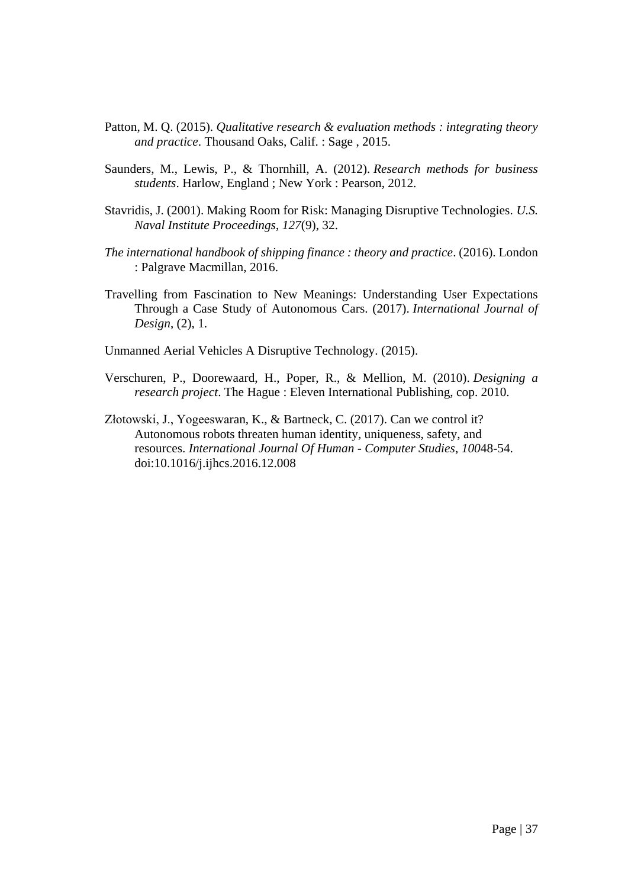Patton, M. Q. (2015). *Qualitative research & evaluation methods : integrating theory and practice*. Thousand Oaks, Calif. : Sage , 2015.

Saunders, M., Lewis, P., & Thornhill, A. (2012). *Research methods for business students*. Harlow, England ; New York : Pearson, 2012.

Stavridis, J. (2001). Making Room for Risk: Managing Disruptive Technologies. *U.S. Naval Institute Proceedings*, *127*(9), 32.

*The international handbook of shipping finance : theory and practice*. (2016). London : Palgrave Macmillan, 2016.

Travelling from Fascination to New Meanings: Understanding User Expectations Through a Case Study of Autonomous Cars. (2017). *International Journal of Design*, (2), 1.

Unmanned Aerial Vehicles A Disruptive Technology. (2015).

Verschuren, P., Doorewaard, H., Poper, R., & Mellion, M. (2010). *Designing a research project*. The Hague : Eleven International Publishing, cop. 2010.

Złotowski, J., Yogeeswaran, K., & Bartneck, C. (2017). Can we control it? Autonomous robots threaten human identity, uniqueness, safety, and resources. *International Journal Of Human - Computer Studies*, *100*48-54. doi:10.1016/j.ijhcs.2016.12.008